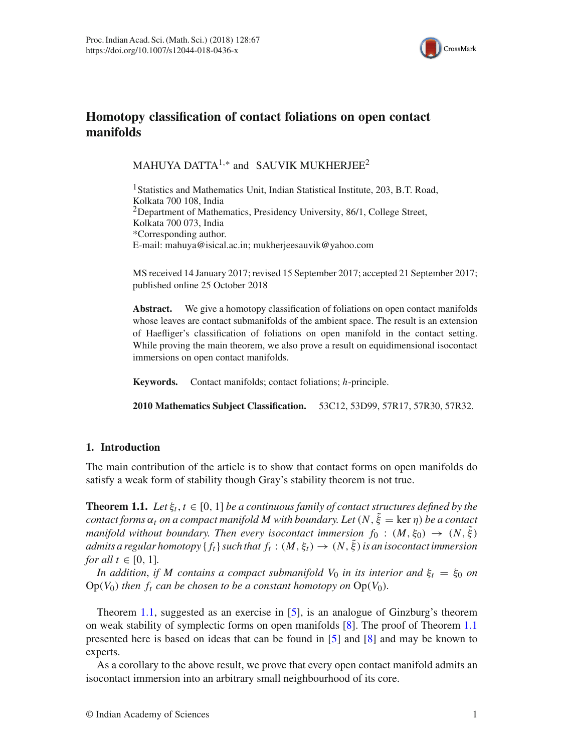# Homotopy classification of contact foliations on open contact manifolds

MAHUYA DATTA[1,*] and SAUVIK MUKHERJEE[2]

[1]Statistics and Mathematics Unit, Indian Statistical Institute, 203, B.T. Road, Kolkata 700 108, India
[2]Department of Mathematics, Presidency University, 86/1, College Street, Kolkata 700 073, India
*Corresponding author.
E-mail: mahuya@isical.ac.in; mukherjeesauvik@yahoo.com

MS received 14 January 2017; revised 15 September 2017; accepted 21 September 2017; published online 25 October 2018

**Abstract.** We give a homotopy classification of foliations on open contact manifolds whose leaves are contact submanifolds of the ambient space. The result is an extension of Haefliger's classification of foliations on open manifold in the contact setting. While proving the main theorem, we also prove a result on equidimensional isocontact immersions on open contact manifolds.

**Keywords.** Contact manifolds; contact foliations; $h$-principle.

**2010 Mathematics Subject Classification.** 53C12, 53D99, 57R17, 57R30, 57R32.

## 1. Introduction

The main contribution of the article is to show that contact forms on open manifolds do satisfy a weak form of stability though Gray's stability theorem is not true.

**Theorem 1.1.** *Let $\xi_t$, $t \in [0,1]$ be a continuous family of contact structures defined by the contact forms $\alpha_t$ on a compact manifold $M$ with boundary. Let $(N, \tilde{\xi} = \ker \eta)$ be a contact manifold without boundary. Then every isocontact immersion $f_0 : (M, \xi_0) \to (N, \tilde{\xi})$ admits a regular homotopy $\{f_t\}$ such that $f_t : (M, \xi_t) \to (N, \tilde{\xi})$ is an isocontact immersion for all $t \in [0,1]$.*

*In addition, if $M$ contains a compact submanifold $V_0$ in its interior and $\xi_t = \xi_0$ on $\mathrm{Op}(V_0)$ then $f_t$ can be chosen to be a constant homotopy on $\mathrm{Op}(V_0)$.*

Theorem 1.1, suggested as an exercise in [5], is an analogue of Ginzburg's theorem on weak stability of symplectic forms on open manifolds [8]. The proof of Theorem 1.1 presented here is based on ideas that can be found in [5] and [8] and may be known to experts.

As a corollary to the above result, we prove that every open contact manifold admits an isocontact immersion into an arbitrary small neighbourhood of its core.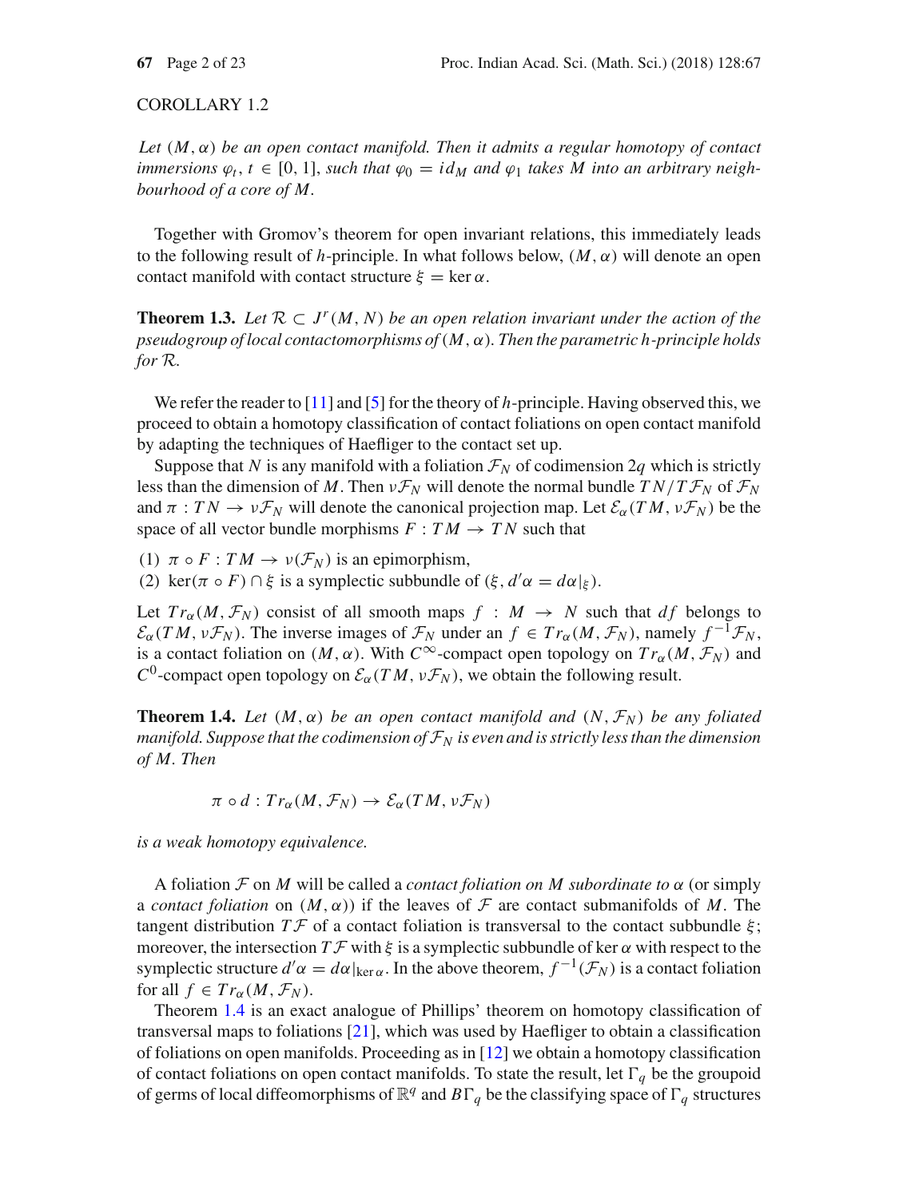COROLLARY 1.2

*Let $(M, \alpha)$ be an open contact manifold. Then it admits a regular homotopy of contact immersions $\varphi_t$, $t \in [0, 1]$, such that $\varphi_0 = id_M$ and $\varphi_1$ takes $M$ into an arbitrary neighbourhood of a core of $M$.*

Together with Gromov's theorem for open invariant relations, this immediately leads to the following result of $h$-principle. In what follows below, $(M, \alpha)$ will denote an open contact manifold with contact structure $\xi = \ker \alpha$.

**Theorem 1.3.** *Let $\mathcal{R} \subset J^r(M, N)$ be an open relation invariant under the action of the pseudogroup of local contactomorphisms of $(M, \alpha)$. Then the parametric $h$-principle holds for $\mathcal{R}$.*

We refer the reader to [11] and [5] for the theory of $h$-principle. Having observed this, we proceed to obtain a homotopy classification of contact foliations on open contact manifold by adapting the techniques of Haefliger to the contact set up.

Suppose that $N$ is any manifold with a foliation $\mathcal{F}_N$ of codimension $2q$ which is strictly less than the dimension of $M$. Then $\nu\mathcal{F}_N$ will denote the normal bundle $TN/T\mathcal{F}_N$ of $\mathcal{F}_N$ and $\pi : TN \to \nu\mathcal{F}_N$ will denote the canonical projection map. Let $\mathcal{E}_\alpha(TM, \nu\mathcal{F}_N)$ be the space of all vector bundle morphisms $F : TM \to TN$ such that

(1) $\pi \circ F : TM \to \nu(\mathcal{F}_N)$ is an epimorphism,
(2) $\ker(\pi \circ F) \cap \xi$ is a symplectic subbundle of $(\xi, d'\alpha = d\alpha|_\xi)$.

Let $Tr_\alpha(M, \mathcal{F}_N)$ consist of all smooth maps $f : M \to N$ such that $df$ belongs to $\mathcal{E}_\alpha(TM, \nu\mathcal{F}_N)$. The inverse images of $\mathcal{F}_N$ under an $f \in Tr_\alpha(M, \mathcal{F}_N)$, namely $f^{-1}\mathcal{F}_N$, is a contact foliation on $(M, \alpha)$. With $C^\infty$-compact open topology on $Tr_\alpha(M, \mathcal{F}_N)$ and $C^0$-compact open topology on $\mathcal{E}_\alpha(TM, \nu\mathcal{F}_N)$, we obtain the following result.

**Theorem 1.4.** *Let $(M, \alpha)$ be an open contact manifold and $(N, \mathcal{F}_N)$ be any foliated manifold. Suppose that the codimension of $\mathcal{F}_N$ is even and is strictly less than the dimension of $M$. Then*

$$\pi \circ d : Tr_\alpha(M, \mathcal{F}_N) \to \mathcal{E}_\alpha(TM, \nu\mathcal{F}_N)$$

*is a weak homotopy equivalence.*

A foliation $\mathcal{F}$ on $M$ will be called a *contact foliation on $M$ subordinate to $\alpha$* (or simply a *contact foliation* on $(M, \alpha)$) if the leaves of $\mathcal{F}$ are contact submanifolds of $M$. The tangent distribution $T\mathcal{F}$ of a contact foliation is transversal to the contact subbundle $\xi$; moreover, the intersection $T\mathcal{F}$ with $\xi$ is a symplectic subbundle of $\ker \alpha$ with respect to the symplectic structure $d'\alpha = d\alpha|_{\ker \alpha}$. In the above theorem, $f^{-1}(\mathcal{F}_N)$ is a contact foliation for all $f \in Tr_\alpha(M, \mathcal{F}_N)$.

Theorem 1.4 is an exact analogue of Phillips' theorem on homotopy classification of transversal maps to foliations [21], which was used by Haefliger to obtain a classification of foliations on open manifolds. Proceeding as in [12] we obtain a homotopy classification of contact foliations on open contact manifolds. To state the result, let $\Gamma_q$ be the groupoid of germs of local diffeomorphisms of $\mathbb{R}^q$ and $B\Gamma_q$ be the classifying space of $\Gamma_q$ structures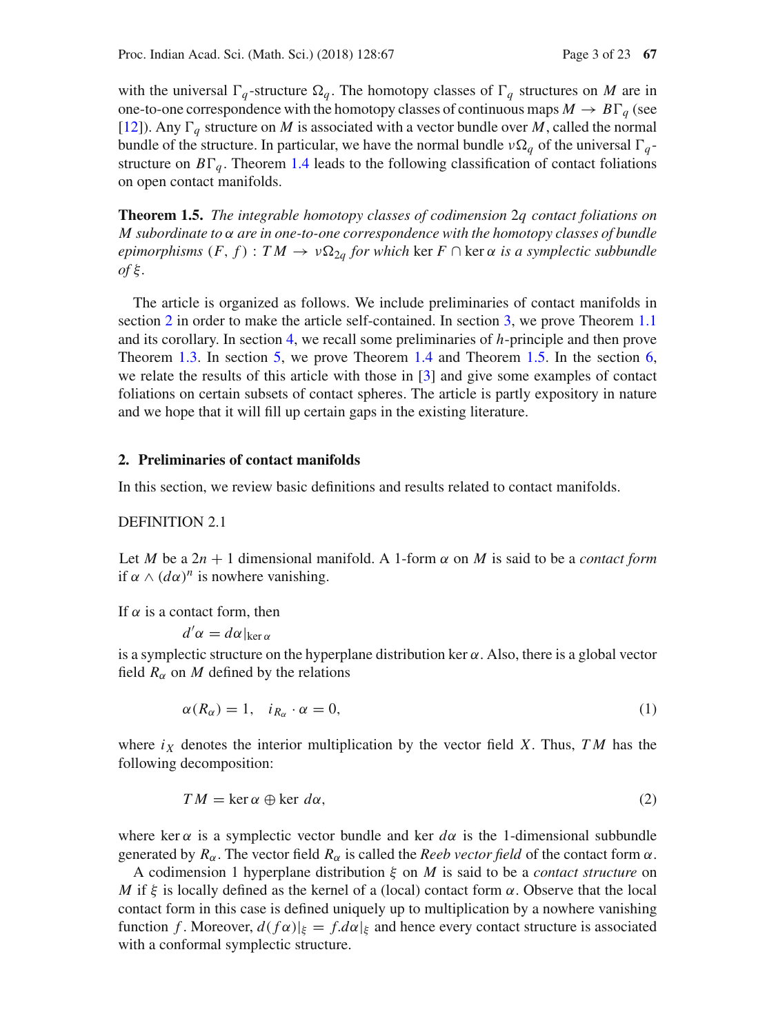with the universal $\Gamma_q$-structure $\Omega_q$. The homotopy classes of $\Gamma_q$ structures on $M$ are in one-to-one correspondence with the homotopy classes of continuous maps $M \to B\Gamma_q$ (see [12]). Any $\Gamma_q$ structure on $M$ is associated with a vector bundle over $M$, called the normal bundle of the structure. In particular, we have the normal bundle $\nu\Omega_q$ of the universal $\Gamma_q$-structure on $B\Gamma_q$. Theorem 1.4 leads to the following classification of contact foliations on open contact manifolds.

**Theorem 1.5.** *The integrable homotopy classes of codimension $2q$ contact foliations on $M$ subordinate to $\alpha$ are in one-to-one correspondence with the homotopy classes of bundle epimorphisms $(F, f) : TM \to \nu\Omega_{2q}$ for which* $\ker F \cap \ker \alpha$ *is a symplectic subbundle of $\xi$.*

The article is organized as follows. We include preliminaries of contact manifolds in section 2 in order to make the article self-contained. In section 3, we prove Theorem 1.1 and its corollary. In section 4, we recall some preliminaries of $h$-principle and then prove Theorem 1.3. In section 5, we prove Theorem 1.4 and Theorem 1.5. In the section 6, we relate the results of this article with those in [3] and give some examples of contact foliations on certain subsets of contact spheres. The article is partly expository in nature and we hope that it will fill up certain gaps in the existing literature.

## 2. Preliminaries of contact manifolds

In this section, we review basic definitions and results related to contact manifolds.

DEFINITION 2.1

Let $M$ be a $2n+1$ dimensional manifold. A 1-form $\alpha$ on $M$ is said to be a *contact form* if $\alpha \wedge (d\alpha)^n$ is nowhere vanishing.

If $\alpha$ is a contact form, then

$$d'\alpha = d\alpha|_{\ker \alpha}$$

is a symplectic structure on the hyperplane distribution $\ker \alpha$. Also, there is a global vector field $R_\alpha$ on $M$ defined by the relations

$$\alpha(R_\alpha) = 1, \quad i_{R_\alpha} \cdot \alpha = 0, \tag{1}$$

where $i_X$ denotes the interior multiplication by the vector field $X$. Thus, $TM$ has the following decomposition:

$$TM = \ker \alpha \oplus \ker\, d\alpha, \tag{2}$$

where $\ker \alpha$ is a symplectic vector bundle and $\ker\, d\alpha$ is the 1-dimensional subbundle generated by $R_\alpha$. The vector field $R_\alpha$ is called the *Reeb vector field* of the contact form $\alpha$.

A codimension 1 hyperplane distribution $\xi$ on $M$ is said to be a *contact structure* on $M$ if $\xi$ is locally defined as the kernel of a (local) contact form $\alpha$. Observe that the local contact form in this case is defined uniquely up to multiplication by a nowhere vanishing function $f$. Moreover, $d(f\alpha)|_\xi = f.d\alpha|_\xi$ and hence every contact structure is associated with a conformal symplectic structure.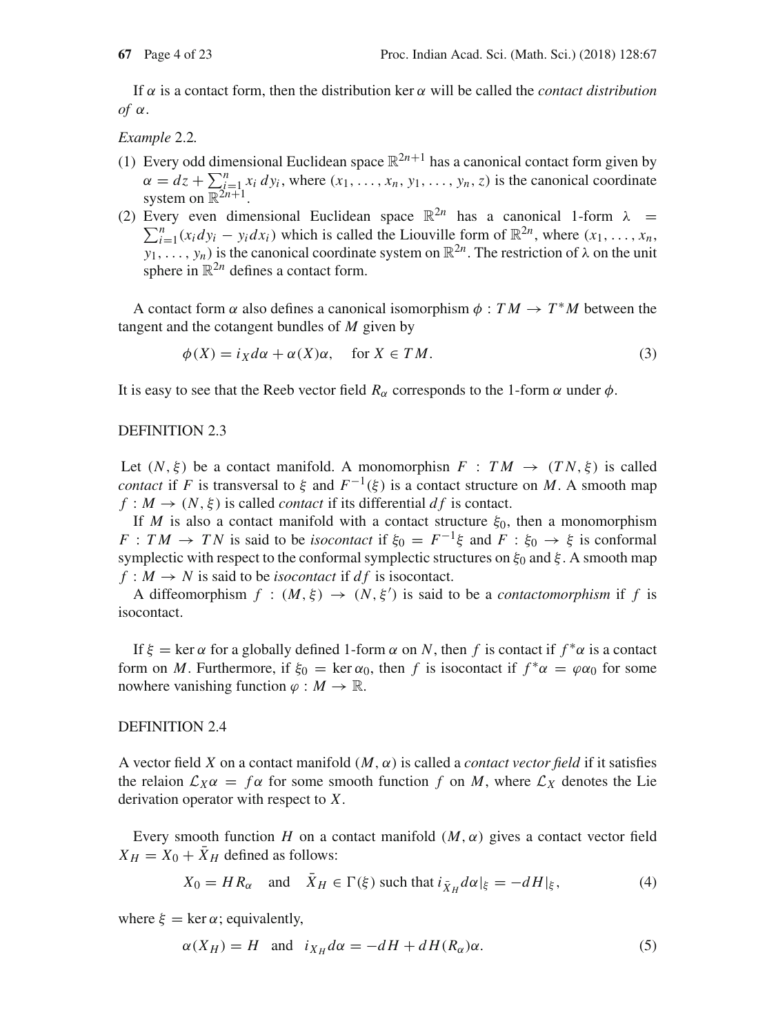If $\alpha$ is a contact form, then the distribution $\ker\alpha$ will be called the *contact distribution of* $\alpha$.

*Example* 2.2.

(1) Every odd dimensional Euclidean space $\mathbb{R}^{2n+1}$ has a canonical contact form given by $\alpha = dz + \sum_{i=1}^{n} x_i\, dy_i$, where $(x_1, \ldots, x_n, y_1, \ldots, y_n, z)$ is the canonical coordinate system on $\mathbb{R}^{2n+1}$.
(2) Every even dimensional Euclidean space $\mathbb{R}^{2n}$ has a canonical 1-form $\lambda = \sum_{i=1}^{n}(x_i dy_i - y_i dx_i)$ which is called the Liouville form of $\mathbb{R}^{2n}$, where $(x_1, \ldots, x_n, y_1, \ldots, y_n)$ is the canonical coordinate system on $\mathbb{R}^{2n}$. The restriction of $\lambda$ on the unit sphere in $\mathbb{R}^{2n}$ defines a contact form.

A contact form $\alpha$ also defines a canonical isomorphism $\phi : TM \to T^*M$ between the tangent and the cotangent bundles of $M$ given by

$$\phi(X) = i_X d\alpha + \alpha(X)\alpha, \quad \text{for } X \in TM. \tag{3}$$

It is easy to see that the Reeb vector field $R_\alpha$ corresponds to the 1-form $\alpha$ under $\phi$.

DEFINITION 2.3

Let $(N, \xi)$ be a contact manifold. A monomorphisn $F : TM \to (TN, \xi)$ is called *contact* if $F$ is transversal to $\xi$ and $F^{-1}(\xi)$ is a contact structure on $M$. A smooth map $f : M \to (N, \xi)$ is called *contact* if its differential $df$ is contact.

If $M$ is also a contact manifold with a contact structure $\xi_0$, then a monomorphism $F : TM \to TN$ is said to be *isocontact* if $\xi_0 = F^{-1}\xi$ and $F : \xi_0 \to \xi$ is conformal symplectic with respect to the conformal symplectic structures on $\xi_0$ and $\xi$. A smooth map $f : M \to N$ is said to be *isocontact* if $df$ is isocontact.

A diffeomorphism $f : (M, \xi) \to (N, \xi')$ is said to be a *contactomorphism* if $f$ is isocontact.

If $\xi = \ker\alpha$ for a globally defined 1-form $\alpha$ on $N$, then $f$ is contact if $f^*\alpha$ is a contact form on $M$. Furthermore, if $\xi_0 = \ker\alpha_0$, then $f$ is isocontact if $f^*\alpha = \varphi\alpha_0$ for some nowhere vanishing function $\varphi : M \to \mathbb{R}$.

DEFINITION 2.4

A vector field $X$ on a contact manifold $(M, \alpha)$ is called a *contact vector field* if it satisfies the relaion $\mathcal{L}_X\alpha = f\alpha$ for some smooth function $f$ on $M$, where $\mathcal{L}_X$ denotes the Lie derivation operator with respect to $X$.

Every smooth function $H$ on a contact manifold $(M, \alpha)$ gives a contact vector field $X_H = X_0 + \bar{X}_H$ defined as follows:

$$X_0 = HR_\alpha \quad \text{and} \quad \bar{X}_H \in \Gamma(\xi) \text{ such that } i_{\bar{X}_H} d\alpha|_\xi = -dH|_\xi, \tag{4}$$

where $\xi = \ker\alpha$; equivalently,

$$\alpha(X_H) = H \quad \text{and} \quad i_{X_H} d\alpha = -dH + dH(R_\alpha)\alpha. \tag{5}$$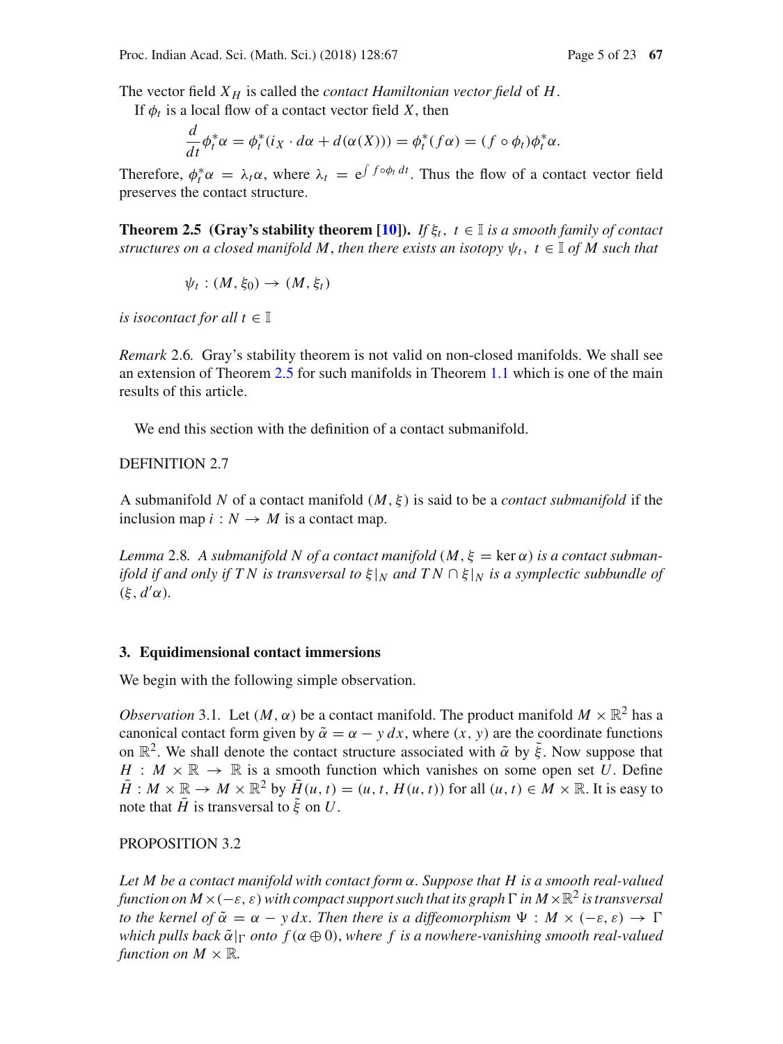The vector field $X_H$ is called the *contact Hamiltonian vector field* of $H$.

If $\phi_t$ is a local flow of a contact vector field $X$, then

$$\frac{d}{dt}\phi_t^*\alpha = \phi_t^*(i_X \cdot d\alpha + d(\alpha(X))) = \phi_t^*(f\alpha) = (f \circ \phi_t)\phi_t^*\alpha.$$

Therefore, $\phi_t^*\alpha = \lambda_t\alpha$, where $\lambda_t = e^{\int f\circ\phi_t\, dt}$. Thus the flow of a contact vector field preserves the contact structure.

**Theorem 2.5 (Gray's stability theorem [10]).** *If $\xi_t,\ t \in \mathbb{I}$ is a smooth family of contact structures on a closed manifold $M$, then there exists an isotopy $\psi_t,\ t \in \mathbb{I}$ of $M$ such that*

$$\psi_t : (M, \xi_0) \to (M, \xi_t)$$

*is isocontact for all $t \in \mathbb{I}$*

*Remark* 2.6. Gray's stability theorem is not valid on non-closed manifolds. We shall see an extension of Theorem 2.5 for such manifolds in Theorem 1.1 which is one of the main results of this article.

We end this section with the definition of a contact submanifold.

DEFINITION 2.7

A submanifold $N$ of a contact manifold $(M, \xi)$ is said to be a *contact submanifold* if the inclusion map $i : N \to M$ is a contact map.

*Lemma* 2.8. *A submanifold $N$ of a contact manifold $(M, \xi = \ker\alpha)$ is a contact submanifold if and only if $TN$ is transversal to $\xi|_N$ and $TN \cap \xi|_N$ is a symplectic subbundle of $(\xi, d'\alpha)$.*

## 3. Equidimensional contact immersions

We begin with the following simple observation.

*Observation* 3.1. Let $(M, \alpha)$ be a contact manifold. The product manifold $M \times \mathbb{R}^2$ has a canonical contact form given by $\tilde{\alpha} = \alpha - y\,dx$, where $(x, y)$ are the coordinate functions on $\mathbb{R}^2$. We shall denote the contact structure associated with $\tilde{\alpha}$ by $\tilde{\xi}$. Now suppose that $H : M \times \mathbb{R} \to \mathbb{R}$ is a smooth function which vanishes on some open set $U$. Define $\bar{H} : M \times \mathbb{R} \to M \times \mathbb{R}^2$ by $\bar{H}(u, t) = (u, t, H(u, t))$ for all $(u, t) \in M \times \mathbb{R}$. It is easy to note that $\bar{H}$ is transversal to $\tilde{\xi}$ on $U$.

PROPOSITION 3.2

*Let $M$ be a contact manifold with contact form $\alpha$. Suppose that $H$ is a smooth real-valued function on $M \times (-\varepsilon, \varepsilon)$ with compact support such that its graph $\Gamma$ in $M \times \mathbb{R}^2$ is transversal to the kernel of $\tilde{\alpha} = \alpha - y\,dx$. Then there is a diffeomorphism $\Psi : M \times (-\varepsilon, \varepsilon) \to \Gamma$ which pulls back $\tilde{\alpha}|_\Gamma$ onto $f(\alpha \oplus 0)$, where $f$ is a nowhere-vanishing smooth real-valued function on $M \times \mathbb{R}$.*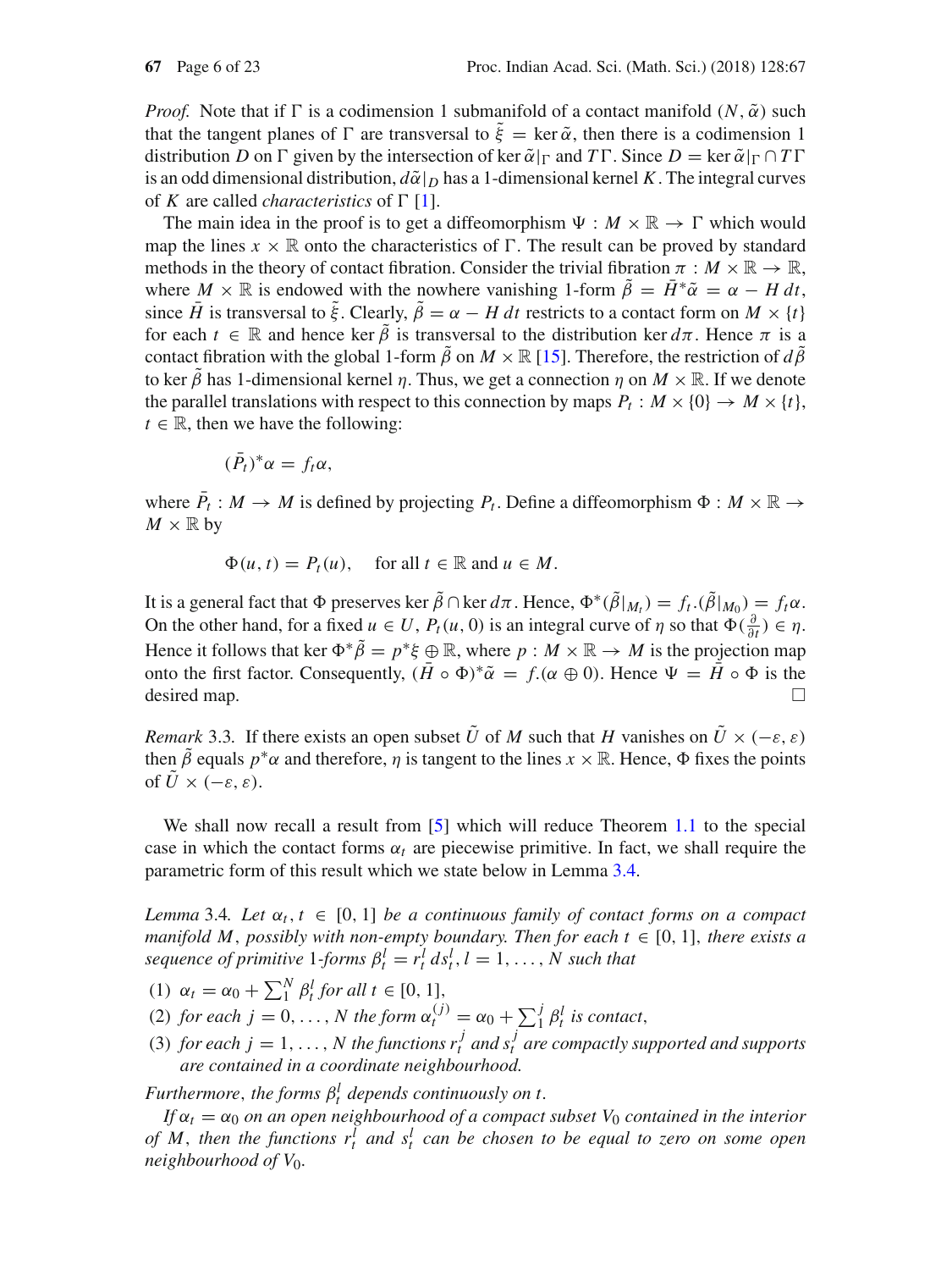*Proof.* Note that if $\Gamma$ is a codimension 1 submanifold of a contact manifold $(N, \tilde{\alpha})$ such that the tangent planes of $\Gamma$ are transversal to $\tilde{\xi} = \ker \tilde{\alpha}$, then there is a codimension 1 distribution $D$ on $\Gamma$ given by the intersection of $\ker \tilde{\alpha}|_\Gamma$ and $T\Gamma$. Since $D = \ker \tilde{\alpha}|_\Gamma \cap T\Gamma$ is an odd dimensional distribution, $d\tilde{\alpha}|_D$ has a 1-dimensional kernel $K$. The integral curves of $K$ are called *characteristics* of $\Gamma$ [1].

The main idea in the proof is to get a diffeomorphism $\Psi : M \times \mathbb{R} \to \Gamma$ which would map the lines $x \times \mathbb{R}$ onto the characteristics of $\Gamma$. The result can be proved by standard methods in the theory of contact fibration. Consider the trivial fibration $\pi : M \times \mathbb{R} \to \mathbb{R}$, where $M \times \mathbb{R}$ is endowed with the nowhere vanishing 1-form $\tilde{\beta} = \bar{H}^*\tilde{\alpha} = \alpha - H\,dt$, since $\bar{H}$ is transversal to $\tilde{\xi}$. Clearly, $\tilde{\beta} = \alpha - H\,dt$ restricts to a contact form on $M \times \{t\}$ for each $t \in \mathbb{R}$ and hence $\ker \tilde{\beta}$ is transversal to the distribution $\ker d\pi$. Hence $\pi$ is a contact fibration with the global 1-form $\tilde{\beta}$ on $M \times \mathbb{R}$ [15]. Therefore, the restriction of $d\tilde{\beta}$ to $\ker \tilde{\beta}$ has 1-dimensional kernel $\eta$. Thus, we get a connection $\eta$ on $M \times \mathbb{R}$. If we denote the parallel translations with respect to this connection by maps $P_t : M \times \{0\} \to M \times \{t\}$, $t \in \mathbb{R}$, then we have the following:

$$(\bar{P}_t)^*\alpha = f_t\alpha,$$

where $\bar{P}_t : M \to M$ is defined by projecting $P_t$. Define a diffeomorphism $\Phi : M \times \mathbb{R} \to M \times \mathbb{R}$ by

$$\Phi(u, t) = P_t(u), \quad \text{for all } t \in \mathbb{R} \text{ and } u \in M.$$

It is a general fact that $\Phi$ preserves $\ker \tilde{\beta} \cap \ker d\pi$. Hence, $\Phi^*(\tilde{\beta}|_{M_t}) = f_t.(\tilde{\beta}|_{M_0}) = f_t\alpha$. On the other hand, for a fixed $u \in U$, $P_t(u, 0)$ is an integral curve of $\eta$ so that $\Phi(\frac{\partial}{\partial t}) \in \eta$. Hence it follows that $\ker \Phi^*\tilde{\beta} = p^*\xi \oplus \mathbb{R}$, where $p : M \times \mathbb{R} \to M$ is the projection map onto the first factor. Consequently, $(\bar{H} \circ \Phi)^*\tilde{\alpha} = f.(\alpha \oplus 0)$. Hence $\Psi = \bar{H} \circ \Phi$ is the desired map. $\square$

*Remark* 3.3. If there exists an open subset $\tilde{U}$ of $M$ such that $H$ vanishes on $\tilde{U} \times (-\varepsilon, \varepsilon)$ then $\tilde{\beta}$ equals $p^*\alpha$ and therefore, $\eta$ is tangent to the lines $x \times \mathbb{R}$. Hence, $\Phi$ fixes the points of $\tilde{U} \times (-\varepsilon, \varepsilon)$.

We shall now recall a result from [5] which will reduce Theorem 1.1 to the special case in which the contact forms $\alpha_t$ are piecewise primitive. In fact, we shall require the parametric form of this result which we state below in Lemma 3.4.

*Lemma* 3.4. *Let $\alpha_t$, $t \in [0, 1]$ be a continuous family of contact forms on a compact manifold $M$, possibly with non-empty boundary. Then for each $t \in [0, 1]$, there exists a sequence of primitive 1-forms $\beta_t^l = r_t^l\, ds_t^l$, $l = 1, \ldots, N$ such that*

1. *$\alpha_t = \alpha_0 + \sum_1^N \beta_t^l$ for all $t \in [0, 1]$,*
2. *for each $j = 0, \ldots, N$ the form $\alpha_t^{(j)} = \alpha_0 + \sum_1^j \beta_t^l$ is contact,*
3. *for each $j = 1, \ldots, N$ the functions $r_t^j$ and $s_t^j$ are compactly supported and supports are contained in a coordinate neighbourhood.*

*Furthermore, the forms $\beta_t^l$ depends continuously on $t$.*

*If $\alpha_t = \alpha_0$ on an open neighbourhood of a compact subset $V_0$ contained in the interior of $M$, then the functions $r_t^l$ and $s_t^l$ can be chosen to be equal to zero on some open neighbourhood of $V_0$.*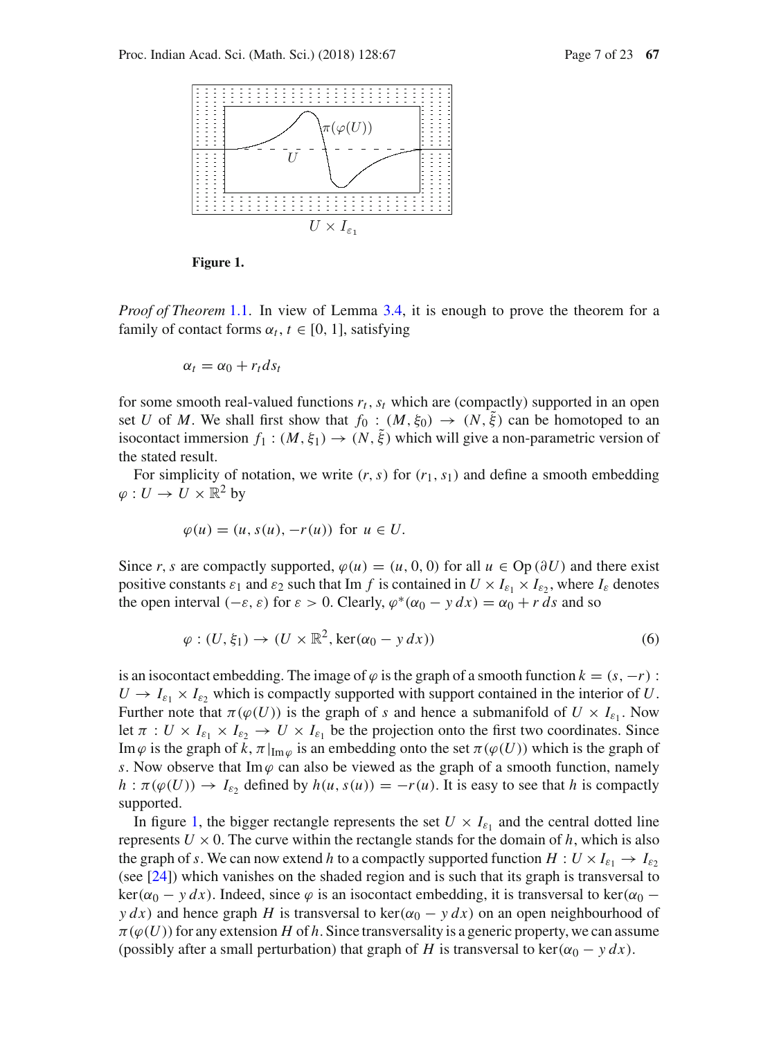$\pi(\varphi(U))$

$U$

$U \times I_{\varepsilon_1}$

**Figure 1.**

*Proof of Theorem* 1.1. In view of Lemma 3.4, it is enough to prove the theorem for a family of contact forms $\alpha_t$, $t \in [0, 1]$, satisfying

$$\alpha_t = \alpha_0 + r_t ds_t$$

for some smooth real-valued functions $r_t$, $s_t$ which are (compactly) supported in an open set $U$ of $M$. We shall first show that $f_0 : (M, \xi_0) \to (N, \tilde{\xi})$ can be homotoped to an isocontact immersion $f_1 : (M, \xi_1) \to (N, \tilde{\xi})$ which will give a non-parametric version of the stated result.

For simplicity of notation, we write $(r, s)$ for $(r_1, s_1)$ and define a smooth embedding $\varphi : U \to U \times \mathbb{R}^2$ by

$$\varphi(u) = (u, s(u), -r(u)) \text{ for } u \in U.$$

Since $r, s$ are compactly supported, $\varphi(u) = (u, 0, 0)$ for all $u \in \mathrm{Op}\,(\partial U)$ and there exist positive constants $\varepsilon_1$ and $\varepsilon_2$ such that Im $f$ is contained in $U \times I_{\varepsilon_1} \times I_{\varepsilon_2}$, where $I_\varepsilon$ denotes the open interval $(-\varepsilon, \varepsilon)$ for $\varepsilon > 0$. Clearly, $\varphi^*(\alpha_0 - y\,dx) = \alpha_0 + r\,ds$ and so

$$\varphi : (U, \xi_1) \to (U \times \mathbb{R}^2, \ker(\alpha_0 - y\,dx)) \tag{6}$$

is an isocontact embedding. The image of $\varphi$ is the graph of a smooth function $k = (s, -r) : U \to I_{\varepsilon_1} \times I_{\varepsilon_2}$ which is compactly supported with support contained in the interior of $U$. Further note that $\pi(\varphi(U))$ is the graph of $s$ and hence a submanifold of $U \times I_{\varepsilon_1}$. Now let $\pi : U \times I_{\varepsilon_1} \times I_{\varepsilon_2} \to U \times I_{\varepsilon_1}$ be the projection onto the first two coordinates. Since Im $\varphi$ is the graph of $k$, $\pi|_{\mathrm{Im}\,\varphi}$ is an embedding onto the set $\pi(\varphi(U))$ which is the graph of $s$. Now observe that Im $\varphi$ can also be viewed as the graph of a smooth function, namely $h : \pi(\varphi(U)) \to I_{\varepsilon_2}$ defined by $h(u, s(u)) = -r(u)$. It is easy to see that $h$ is compactly supported.

In figure 1, the bigger rectangle represents the set $U \times I_{\varepsilon_1}$ and the central dotted line represents $U \times 0$. The curve within the rectangle stands for the domain of $h$, which is also the graph of $s$. We can now extend $h$ to a compactly supported function $H : U \times I_{\varepsilon_1} \to I_{\varepsilon_2}$ (see [24]) which vanishes on the shaded region and is such that its graph is transversal to $\ker(\alpha_0 - y\,dx)$. Indeed, since $\varphi$ is an isocontact embedding, it is transversal to $\ker(\alpha_0 - y\,dx)$ and hence graph $H$ is transversal to $\ker(\alpha_0 - y\,dx)$ on an open neighbourhood of $\pi(\varphi(U))$ for any extension $H$ of $h$. Since transversality is a generic property, we can assume (possibly after a small perturbation) that graph of $H$ is transversal to $\ker(\alpha_0 - y\,dx)$.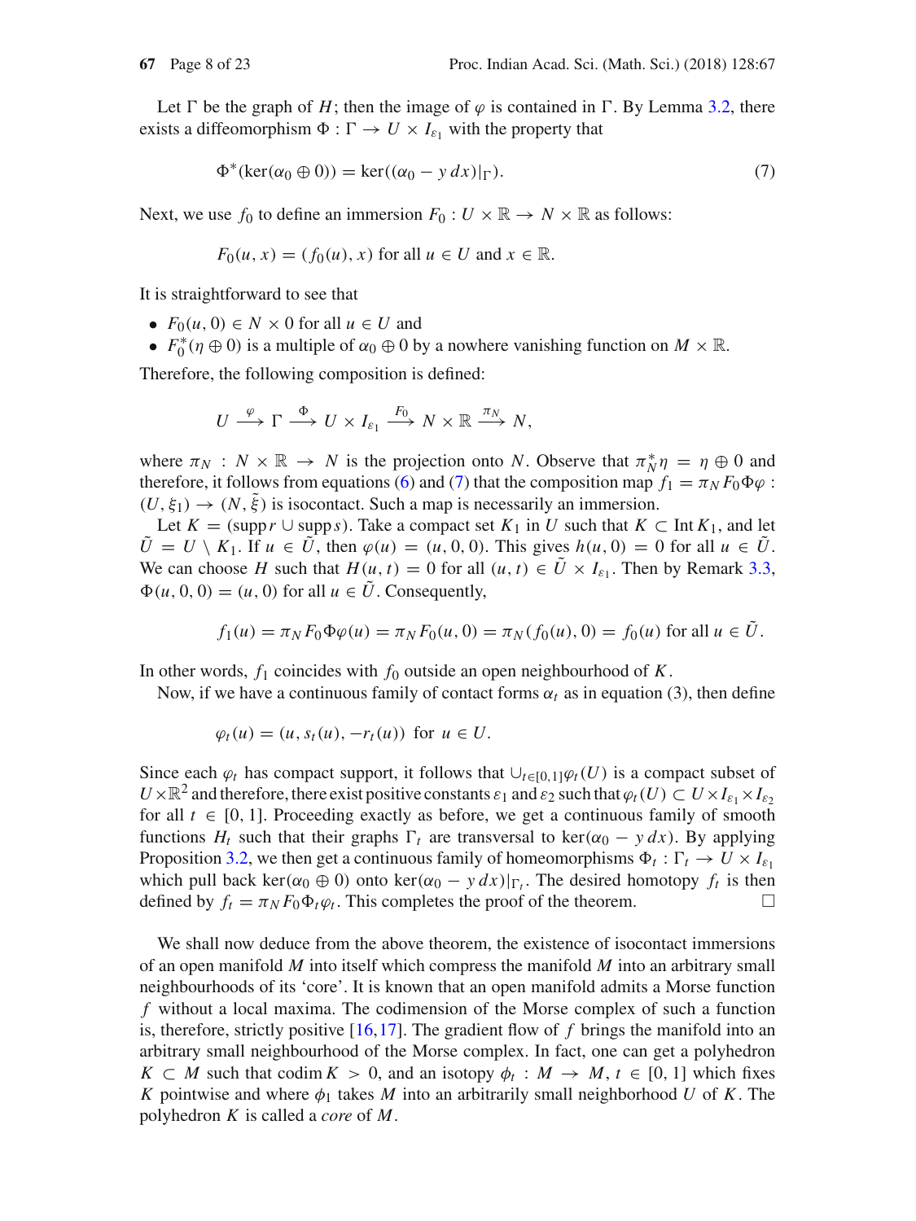Let $\Gamma$ be the graph of $H$; then the image of $\varphi$ is contained in $\Gamma$. By Lemma 3.2, there exists a diffeomorphism $\Phi : \Gamma \to U \times I_{\varepsilon_1}$ with the property that

$$\Phi^*(\ker(\alpha_0 \oplus 0)) = \ker((\alpha_0 - y\,dx)|_\Gamma). \tag{7}$$

Next, we use $f_0$ to define an immersion $F_0 : U \times \mathbb{R} \to N \times \mathbb{R}$ as follows:

$$F_0(u, x) = (f_0(u), x) \text{ for all } u \in U \text{ and } x \in \mathbb{R}.$$

It is straightforward to see that

- $F_0(u, 0) \in N \times 0$ for all $u \in U$ and
- $F_0^*(\eta \oplus 0)$ is a multiple of $\alpha_0 \oplus 0$ by a nowhere vanishing function on $M \times \mathbb{R}$.

Therefore, the following composition is defined:

$$U \xrightarrow{\varphi} \Gamma \xrightarrow{\Phi} U \times I_{\varepsilon_1} \xrightarrow{F_0} N \times \mathbb{R} \xrightarrow{\pi_N} N,$$

where $\pi_N : N \times \mathbb{R} \to N$ is the projection onto $N$. Observe that $\pi_N^*\eta = \eta \oplus 0$ and therefore, it follows from equations (6) and (7) that the composition map $f_1 = \pi_N F_0 \Phi \varphi : (U, \xi_1) \to (N, \tilde{\xi})$ is isocontact. Such a map is necessarily an immersion.

Let $K = (\operatorname{supp} r \cup \operatorname{supp} s)$. Take a compact set $K_1$ in $U$ such that $K \subset \operatorname{Int} K_1$, and let $\tilde{U} = U \setminus K_1$. If $u \in \tilde{U}$, then $\varphi(u) = (u, 0, 0)$. This gives $h(u, 0) = 0$ for all $u \in \tilde{U}$. We can choose $H$ such that $H(u, t) = 0$ for all $(u, t) \in \tilde{U} \times I_{\varepsilon_1}$. Then by Remark 3.3, $\Phi(u, 0, 0) = (u, 0)$ for all $u \in \tilde{U}$. Consequently,

$$f_1(u) = \pi_N F_0 \Phi \varphi(u) = \pi_N F_0(u, 0) = \pi_N(f_0(u), 0) = f_0(u) \text{ for all } u \in \tilde{U}.$$

In other words, $f_1$ coincides with $f_0$ outside an open neighbourhood of $K$.

Now, if we have a continuous family of contact forms $\alpha_t$ as in equation (3), then define

$$\varphi_t(u) = (u, s_t(u), -r_t(u)) \text{ for } u \in U.$$

Since each $\varphi_t$ has compact support, it follows that $\cup_{t \in [0,1]} \varphi_t(U)$ is a compact subset of $U \times \mathbb{R}^2$ and therefore, there exist positive constants $\varepsilon_1$ and $\varepsilon_2$ such that $\varphi_t(U) \subset U \times I_{\varepsilon_1} \times I_{\varepsilon_2}$ for all $t \in [0, 1]$. Proceeding exactly as before, we get a continuous family of smooth functions $H_t$ such that their graphs $\Gamma_t$ are transversal to $\ker(\alpha_0 - y\,dx)$. By applying Proposition 3.2, we then get a continuous family of homeomorphisms $\Phi_t : \Gamma_t \to U \times I_{\varepsilon_1}$ which pull back $\ker(\alpha_0 \oplus 0)$ onto $\ker(\alpha_0 - y\,dx)|_{\Gamma_t}$. The desired homotopy $f_t$ is then defined by $f_t = \pi_N F_0 \Phi_t \varphi_t$. This completes the proof of the theorem. □

We shall now deduce from the above theorem, the existence of isocontact immersions of an open manifold $M$ into itself which compress the manifold $M$ into an arbitrary small neighbourhoods of its 'core'. It is known that an open manifold admits a Morse function $f$ without a local maxima. The codimension of the Morse complex of such a function is, therefore, strictly positive [16,17]. The gradient flow of $f$ brings the manifold into an arbitrary small neighbourhood of the Morse complex. In fact, one can get a polyhedron $K \subset M$ such that $\operatorname{codim} K > 0$, and an isotopy $\phi_t : M \to M$, $t \in [0, 1]$ which fixes $K$ pointwise and where $\phi_1$ takes $M$ into an arbitrarily small neighborhood $U$ of $K$. The polyhedron $K$ is called a *core* of $M$.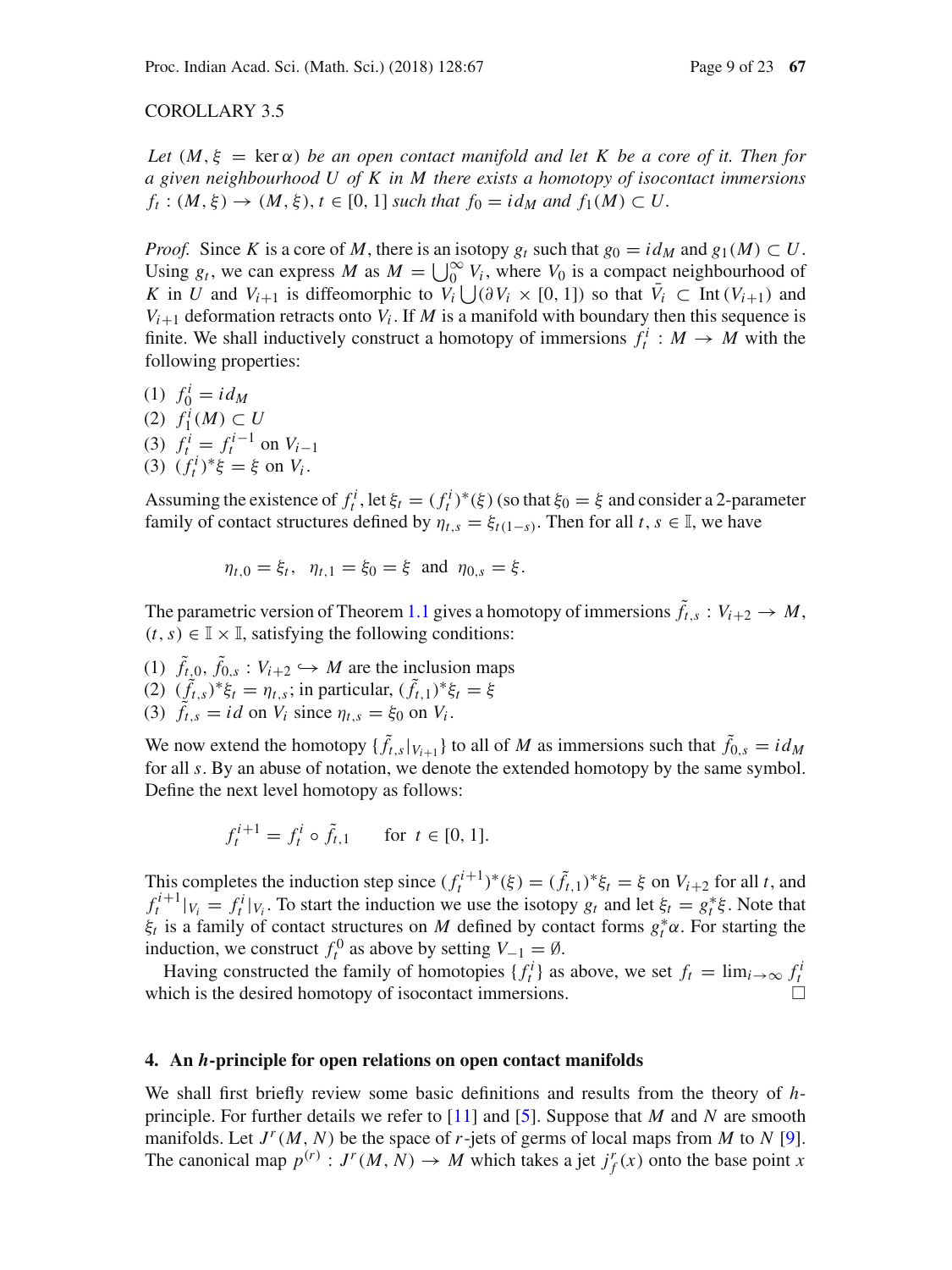COROLLARY 3.5

*Let $(M, \xi = \ker\alpha)$ be an open contact manifold and let $K$ be a core of it. Then for a given neighbourhood $U$ of $K$ in $M$ there exists a homotopy of isocontact immersions $f_t : (M, \xi) \to (M, \xi)$, $t \in [0, 1]$ such that $f_0 = id_M$ and $f_1(M) \subset U$.*

*Proof.* Since $K$ is a core of $M$, there is an isotopy $g_t$ such that $g_0 = id_M$ and $g_1(M) \subset U$. Using $g_t$, we can express $M$ as $M = \bigcup_0^\infty V_i$, where $V_0$ is a compact neighbourhood of $K$ in $U$ and $V_{i+1}$ is diffeomorphic to $V_i \bigcup(\partial V_i \times [0, 1])$ so that $\bar{V}_i \subset \text{Int}\,(V_{i+1})$ and $V_{i+1}$ deformation retracts onto $V_i$. If $M$ is a manifold with boundary then this sequence is finite. We shall inductively construct a homotopy of immersions $f_t^i : M \to M$ with the following properties:

(1) $f_0^i = id_M$
(2) $f_1^i(M) \subset U$
(3) $f_t^i = f_t^{i-1}$ on $V_{i-1}$
(3) $(f_t^i)^*\xi = \xi$ on $V_i$.

Assuming the existence of $f_t^i$, let $\xi_t = (f_t^i)^*(\xi)$ (so that $\xi_0 = \xi$ and consider a 2-parameter family of contact structures defined by $\eta_{t,s} = \xi_{t(1-s)}$. Then for all $t, s \in \mathbb{I}$, we have

$$\eta_{t,0} = \xi_t, \quad \eta_{t,1} = \xi_0 = \xi \quad \text{and} \quad \eta_{0,s} = \xi.$$

The parametric version of Theorem 1.1 gives a homotopy of immersions $\tilde{f}_{t,s} : V_{i+2} \to M$, $(t, s) \in \mathbb{I} \times \mathbb{I}$, satisfying the following conditions:

(1) $\tilde{f}_{t,0}, \tilde{f}_{0,s} : V_{i+2} \hookrightarrow M$ are the inclusion maps
(2) $(\tilde{f}_{t,s})^*\xi_t = \eta_{t,s}$; in particular, $(\tilde{f}_{t,1})^*\xi_t = \xi$
(3) $\tilde{f}_{t,s} = id$ on $V_i$ since $\eta_{t,s} = \xi_0$ on $V_i$.

We now extend the homotopy $\{\tilde{f}_{t,s}|_{V_{i+1}}\}$ to all of $M$ as immersions such that $\tilde{f}_{0,s} = id_M$ for all $s$. By an abuse of notation, we denote the extended homotopy by the same symbol. Define the next level homotopy as follows:

$$f_t^{i+1} = f_t^i \circ \tilde{f}_{t,1} \qquad \text{for } t \in [0, 1].$$

This completes the induction step since $(f_t^{i+1})^*(\xi) = (\tilde{f}_{t,1})^*\xi_t = \xi$ on $V_{i+2}$ for all $t$, and $f_t^{i+1}|_{V_i} = f_t^i|_{V_i}$. To start the induction we use the isotopy $g_t$ and let $\xi_t = g_t^*\xi$. Note that $\xi_t$ is a family of contact structures on $M$ defined by contact forms $g_t^*\alpha$. For starting the induction, we construct $f_t^0$ as above by setting $V_{-1} = \emptyset$.

Having constructed the family of homotopies $\{f_t^i\}$ as above, we set $f_t = \lim_{i\to\infty} f_t^i$ which is the desired homotopy of isocontact immersions. $\square$

## 4. An *h*-principle for open relations on open contact manifolds

We shall first briefly review some basic definitions and results from the theory of $h$-principle. For further details we refer to [11] and [5]. Suppose that $M$ and $N$ are smooth manifolds. Let $J^r(M, N)$ be the space of $r$-jets of germs of local maps from $M$ to $N$ [9]. The canonical map $p^{(r)} : J^r(M, N) \to M$ which takes a jet $j_f^r(x)$ onto the base point $x$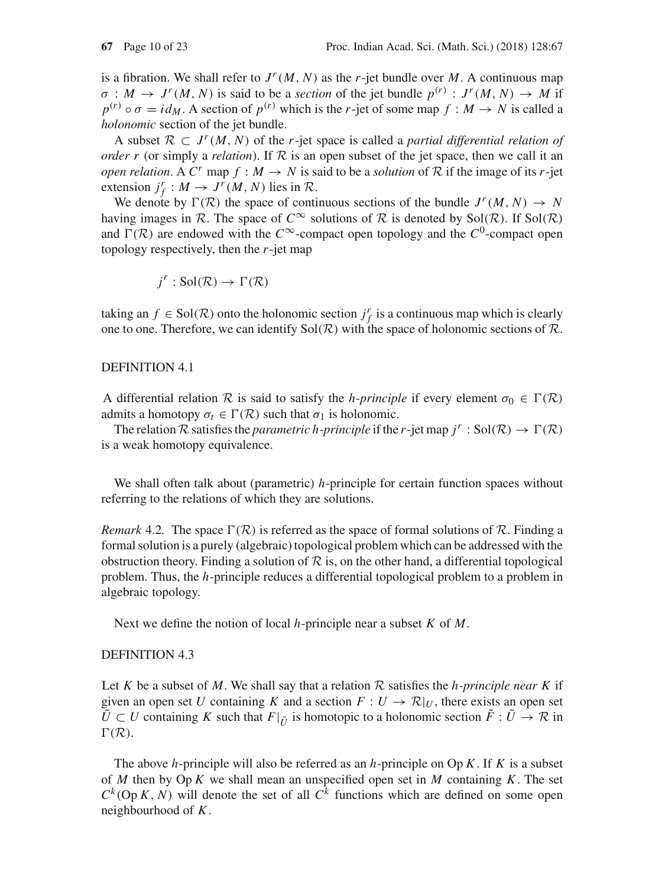is a fibration. We shall refer to $J^r(M, N)$ as the $r$-jet bundle over $M$. A continuous map $\sigma : M \to J^r(M, N)$ is said to be a *section* of the jet bundle $p^{(r)} : J^r(M, N) \to M$ if $p^{(r)} \circ \sigma = id_M$. A section of $p^{(r)}$ which is the $r$-jet of some map $f : M \to N$ is called a *holonomic* section of the jet bundle.

A subset $\mathcal{R} \subset J^r(M, N)$ of the $r$-jet space is called a *partial differential relation of order r* (or simply a *relation*). If $\mathcal{R}$ is an open subset of the jet space, then we call it an *open relation*. A $C^r$ map $f : M \to N$ is said to be a *solution* of $\mathcal{R}$ if the image of its $r$-jet extension $j^r_f : M \to J^r(M, N)$ lies in $\mathcal{R}$.

We denote by $\Gamma(\mathcal{R})$ the space of continuous sections of the bundle $J^r(M, N) \to N$ having images in $\mathcal{R}$. The space of $C^\infty$ solutions of $\mathcal{R}$ is denoted by $\mathrm{Sol}(\mathcal{R})$. If $\mathrm{Sol}(\mathcal{R})$ and $\Gamma(\mathcal{R})$ are endowed with the $C^\infty$-compact open topology and the $C^0$-compact open topology respectively, then the $r$-jet map

$$j^r : \mathrm{Sol}(\mathcal{R}) \to \Gamma(\mathcal{R})$$

taking an $f \in \mathrm{Sol}(\mathcal{R})$ onto the holonomic section $j^r_f$ is a continuous map which is clearly one to one. Therefore, we can identify $\mathrm{Sol}(\mathcal{R})$ with the space of holonomic sections of $\mathcal{R}$.

DEFINITION 4.1

A differential relation $\mathcal{R}$ is said to satisfy the *h-principle* if every element $\sigma_0 \in \Gamma(\mathcal{R})$ admits a homotopy $\sigma_t \in \Gamma(\mathcal{R})$ such that $\sigma_1$ is holonomic.

The relation $\mathcal{R}$ satisfies the *parametric h-principle* if the $r$-jet map $j^r : \mathrm{Sol}(\mathcal{R}) \to \Gamma(\mathcal{R})$ is a weak homotopy equivalence.

We shall often talk about (parametric) $h$-principle for certain function spaces without referring to the relations of which they are solutions.

*Remark* 4.2. The space $\Gamma(\mathcal{R})$ is referred as the space of formal solutions of $\mathcal{R}$. Finding a formal solution is a purely (algebraic) topological problem which can be addressed with the obstruction theory. Finding a solution of $\mathcal{R}$ is, on the other hand, a differential topological problem. Thus, the $h$-principle reduces a differential topological problem to a problem in algebraic topology.

Next we define the notion of local $h$-principle near a subset $K$ of $M$.

DEFINITION 4.3

Let $K$ be a subset of $M$. We shall say that a relation $\mathcal{R}$ satisfies the *h-principle near K* if given an open set $U$ containing $K$ and a section $F : U \to \mathcal{R}|_U$, there exists an open set $\tilde{U} \subset U$ containing $K$ such that $F|_{\tilde{U}}$ is homotopic to a holonomic section $\tilde{F} : \tilde{U} \to \mathcal{R}$ in $\Gamma(\mathcal{R})$.

The above $h$-principle will also be referred as an $h$-principle on $\mathrm{Op}\, K$. If $K$ is a subset of $M$ then by $\mathrm{Op}\, K$ we shall mean an unspecified open set in $M$ containing $K$. The set $C^k(\mathrm{Op}\, K, N)$ will denote the set of all $C^k$ functions which are defined on some open neighbourhood of $K$.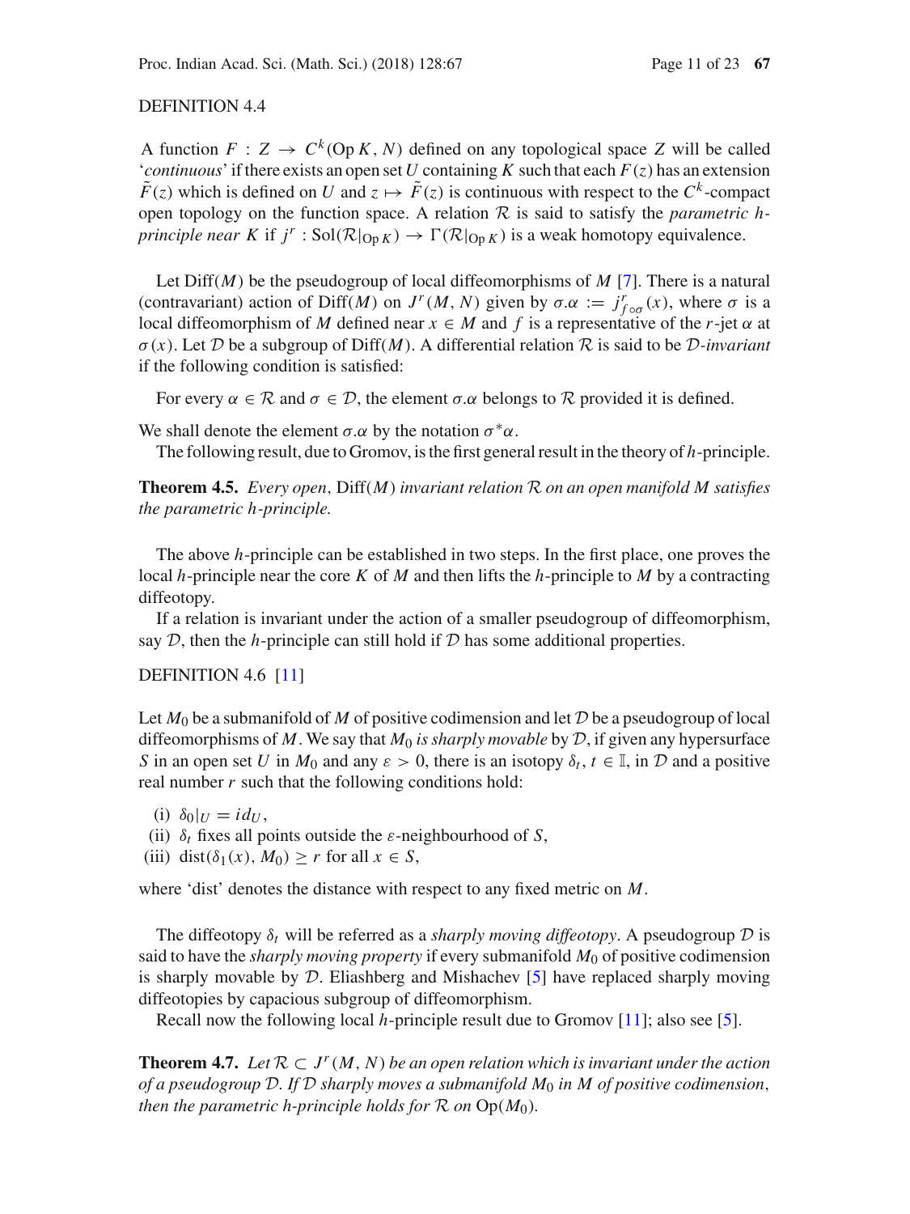DEFINITION 4.4

A function $F : Z \to C^k(\mathrm{Op}\, K, N)$ defined on any topological space $Z$ will be called '*continuous*' if there exists an open set $U$ containing $K$ such that each $F(z)$ has an extension $\tilde{F}(z)$ which is defined on $U$ and $z \mapsto \tilde{F}(z)$ is continuous with respect to the $C^k$-compact open topology on the function space. A relation $\mathcal{R}$ is said to satisfy the *parametric $h$-principle near $K$* if $j^r : \mathrm{Sol}(\mathcal{R}|_{\mathrm{Op}\, K}) \to \Gamma(\mathcal{R}|_{\mathrm{Op}\, K})$ is a weak homotopy equivalence.

Let $\mathrm{Diff}(M)$ be the pseudogroup of local diffeomorphisms of $M$ [7]. There is a natural (contravariant) action of $\mathrm{Diff}(M)$ on $J^r(M, N)$ given by $\sigma.\alpha := j^r_{f\circ\sigma}(x)$, where $\sigma$ is a local diffeomorphism of $M$ defined near $x \in M$ and $f$ is a representative of the $r$-jet $\alpha$ at $\sigma(x)$. Let $\mathcal{D}$ be a subgroup of $\mathrm{Diff}(M)$. A differential relation $\mathcal{R}$ is said to be *$\mathcal{D}$-invariant* if the following condition is satisfied:

For every $\alpha \in \mathcal{R}$ and $\sigma \in \mathcal{D}$, the element $\sigma.\alpha$ belongs to $\mathcal{R}$ provided it is defined.

We shall denote the element $\sigma.\alpha$ by the notation $\sigma^*\alpha$.

The following result, due to Gromov, is the first general result in the theory of $h$-principle.

**Theorem 4.5.** *Every open*, $\mathrm{Diff}(M)$ *invariant relation* $\mathcal{R}$ *on an open manifold* $M$ *satisfies the parametric* $h$*-principle.*

The above $h$-principle can be established in two steps. In the first place, one proves the local $h$-principle near the core $K$ of $M$ and then lifts the $h$-principle to $M$ by a contracting diffeotopy.

If a relation is invariant under the action of a smaller pseudogroup of diffeomorphism, say $\mathcal{D}$, then the $h$-principle can still hold if $\mathcal{D}$ has some additional properties.

DEFINITION 4.6 [11]

Let $M_0$ be a submanifold of $M$ of positive codimension and let $\mathcal{D}$ be a pseudogroup of local diffeomorphisms of $M$. We say that $M_0$ *is sharply movable* by $\mathcal{D}$, if given any hypersurface $S$ in an open set $U$ in $M_0$ and any $\varepsilon > 0$, there is an isotopy $\delta_t$, $t \in \mathbb{I}$, in $\mathcal{D}$ and a positive real number $r$ such that the following conditions hold:

- (i) $\delta_0|_U = id_U$,
- (ii) $\delta_t$ fixes all points outside the $\varepsilon$-neighbourhood of $S$,
- (iii) $\mathrm{dist}(\delta_1(x), M_0) \geq r$ for all $x \in S$,

where 'dist' denotes the distance with respect to any fixed metric on $M$.

The diffeotopy $\delta_t$ will be referred as a *sharply moving diffeotopy*. A pseudogroup $\mathcal{D}$ is said to have the *sharply moving property* if every submanifold $M_0$ of positive codimension is sharply movable by $\mathcal{D}$. Eliashberg and Mishachev [5] have replaced sharply moving diffeotopies by capacious subgroup of diffeomorphism.

Recall now the following local $h$-principle result due to Gromov [11]; also see [5].

**Theorem 4.7.** *Let* $\mathcal{R} \subset J^r(M, N)$ *be an open relation which is invariant under the action of a pseudogroup* $\mathcal{D}$. *If* $\mathcal{D}$ *sharply moves a submanifold* $M_0$ *in* $M$ *of positive codimension*, *then the parametric* $h$*-principle holds for* $\mathcal{R}$ *on* $\mathrm{Op}(M_0)$.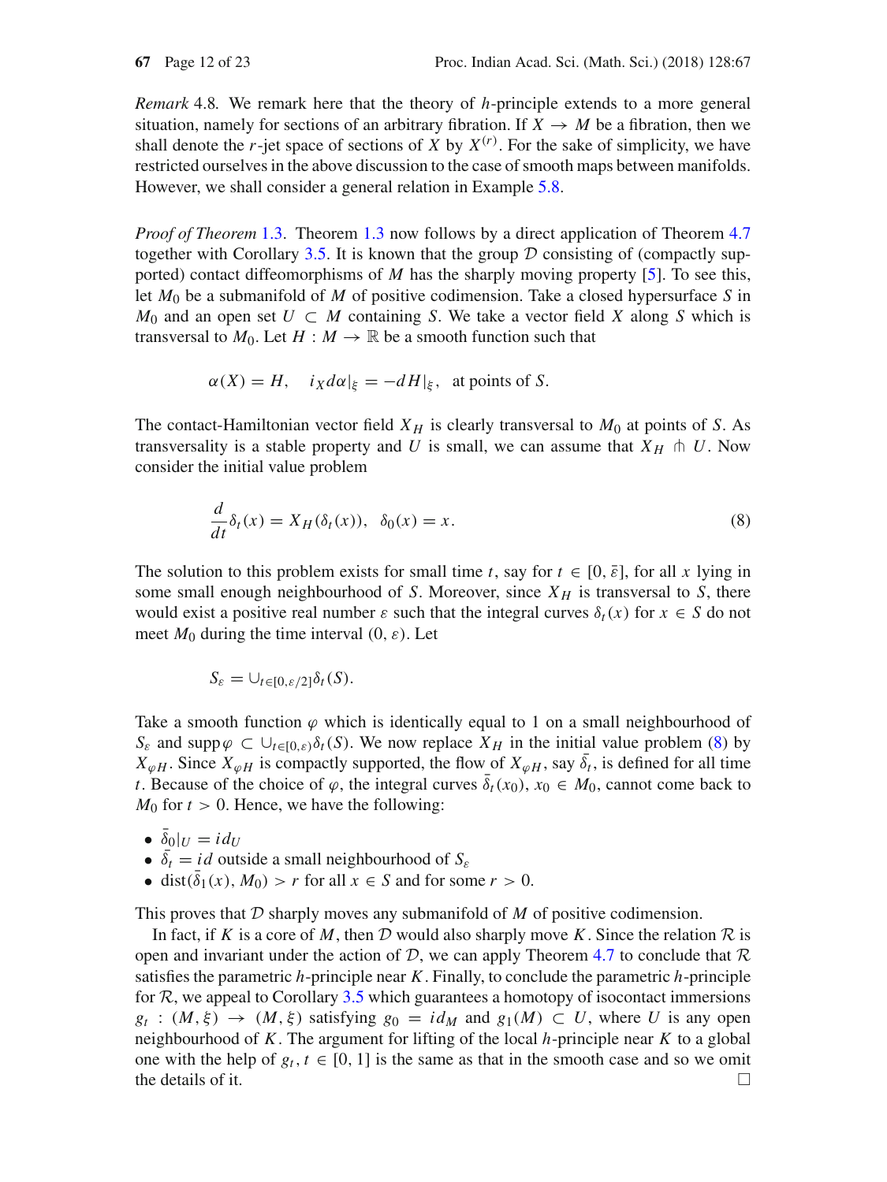*Remark* 4.8. We remark here that the theory of $h$-principle extends to a more general situation, namely for sections of an arbitrary fibration. If $X \to M$ be a fibration, then we shall denote the $r$-jet space of sections of $X$ by $X^{(r)}$. For the sake of simplicity, we have restricted ourselves in the above discussion to the case of smooth maps between manifolds. However, we shall consider a general relation in Example 5.8.

*Proof of Theorem* 1.3. Theorem 1.3 now follows by a direct application of Theorem 4.7 together with Corollary 3.5. It is known that the group $\mathcal{D}$ consisting of (compactly supported) contact diffeomorphisms of $M$ has the sharply moving property [5]. To see this, let $M_0$ be a submanifold of $M$ of positive codimension. Take a closed hypersurface $S$ in $M_0$ and an open set $U \subset M$ containing $S$. We take a vector field $X$ along $S$ which is transversal to $M_0$. Let $H : M \to \mathbb{R}$ be a smooth function such that

$$\alpha(X) = H, \quad i_X d\alpha|_\xi = -dH|_\xi, \quad \text{at points of } S.$$

The contact-Hamiltonian vector field $X_H$ is clearly transversal to $M_0$ at points of $S$. As transversality is a stable property and $U$ is small, we can assume that $X_H \pitchfork U$. Now consider the initial value problem

$$\frac{d}{dt}\delta_t(x) = X_H(\delta_t(x)), \quad \delta_0(x) = x. \tag{8}$$

The solution to this problem exists for small time $t$, say for $t \in [0, \bar{\varepsilon}]$, for all $x$ lying in some small enough neighbourhood of $S$. Moreover, since $X_H$ is transversal to $S$, there would exist a positive real number $\varepsilon$ such that the integral curves $\delta_t(x)$ for $x \in S$ do not meet $M_0$ during the time interval $(0, \varepsilon)$. Let

$$S_\varepsilon = \cup_{t \in [0, \varepsilon/2]} \delta_t(S).$$

Take a smooth function $\varphi$ which is identically equal to 1 on a small neighbourhood of $S_\varepsilon$ and $\operatorname{supp}\varphi \subset \cup_{t \in [0,\varepsilon)} \delta_t(S)$. We now replace $X_H$ in the initial value problem (8) by $X_{\varphi H}$. Since $X_{\varphi H}$ is compactly supported, the flow of $X_{\varphi H}$, say $\bar{\delta}_t$, is defined for all time $t$. Because of the choice of $\varphi$, the integral curves $\bar{\delta}_t(x_0)$, $x_0 \in M_0$, cannot come back to $M_0$ for $t > 0$. Hence, we have the following:

- $\bar{\delta}_0|_U = id_U$
- $\bar{\delta}_t = id$ outside a small neighbourhood of $S_\varepsilon$
- $\operatorname{dist}(\bar{\delta}_1(x), M_0) > r$ for all $x \in S$ and for some $r > 0$.

This proves that $\mathcal{D}$ sharply moves any submanifold of $M$ of positive codimension.

In fact, if $K$ is a core of $M$, then $\mathcal{D}$ would also sharply move $K$. Since the relation $\mathcal{R}$ is open and invariant under the action of $\mathcal{D}$, we can apply Theorem 4.7 to conclude that $\mathcal{R}$ satisfies the parametric $h$-principle near $K$. Finally, to conclude the parametric $h$-principle for $\mathcal{R}$, we appeal to Corollary 3.5 which guarantees a homotopy of isocontact immersions $g_t : (M, \xi) \to (M, \xi)$ satisfying $g_0 = id_M$ and $g_1(M) \subset U$, where $U$ is any open neighbourhood of $K$. The argument for lifting of the local $h$-principle near $K$ to a global one with the help of $g_t$, $t \in [0, 1]$ is the same as that in the smooth case and so we omit the details of it. $\square$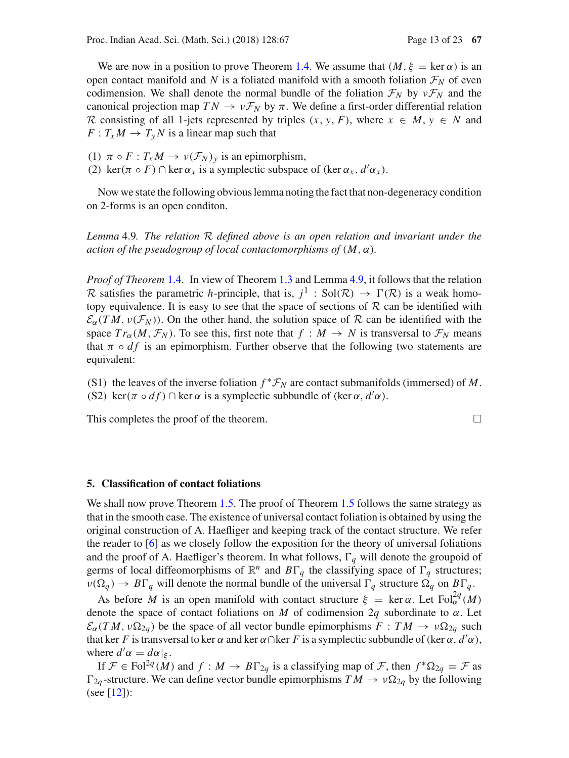We are now in a position to prove Theorem 1.4. We assume that $(M, \xi = \ker \alpha)$ is an open contact manifold and $N$ is a foliated manifold with a smooth foliation $\mathcal{F}_N$ of even codimension. We shall denote the normal bundle of the foliation $\mathcal{F}_N$ by $\nu\mathcal{F}_N$ and the canonical projection map $TN \to \nu\mathcal{F}_N$ by $\pi$. We define a first-order differential relation $\mathcal{R}$ consisting of all 1-jets represented by triples $(x, y, F)$, where $x \in M$, $y \in N$ and $F : T_x M \to T_y N$ is a linear map such that

(1) $\pi \circ F : T_x M \to \nu(\mathcal{F}_N)_y$ is an epimorphism,
(2) $\ker(\pi \circ F) \cap \ker \alpha_x$ is a symplectic subspace of $(\ker \alpha_x, d'\alpha_x)$.

Now we state the following obvious lemma noting the fact that non-degeneracy condition on 2-forms is an open conditon.

*Lemma* 4.9. *The relation $\mathcal{R}$ defined above is an open relation and invariant under the action of the pseudogroup of local contactomorphisms of $(M, \alpha)$.*

*Proof of Theorem* 1.4. In view of Theorem 1.3 and Lemma 4.9, it follows that the relation $\mathcal{R}$ satisfies the parametric $h$-principle, that is, $j^1 : \mathrm{Sol}(\mathcal{R}) \to \Gamma(\mathcal{R})$ is a weak homotopy equivalence. It is easy to see that the space of sections of $\mathcal{R}$ can be identified with $\mathcal{E}_\alpha(TM, \nu(\mathcal{F}_N))$. On the other hand, the solution space of $\mathcal{R}$ can be identified with the space $Tr_\alpha(M, \mathcal{F}_N)$. To see this, first note that $f : M \to N$ is transversal to $\mathcal{F}_N$ means that $\pi \circ df$ is an epimorphism. Further observe that the following two statements are equivalent:

(S1) the leaves of the inverse foliation $f^*\mathcal{F}_N$ are contact submanifolds (immersed) of $M$.
(S2) $\ker(\pi \circ df) \cap \ker \alpha$ is a symplectic subbundle of $(\ker \alpha, d'\alpha)$.

This completes the proof of the theorem. □

## 5. Classification of contact foliations

We shall now prove Theorem 1.5. The proof of Theorem 1.5 follows the same strategy as that in the smooth case. The existence of universal contact foliation is obtained by using the original construction of A. Haefliger and keeping track of the contact structure. We refer the reader to [6] as we closely follow the exposition for the theory of universal foliations and the proof of A. Haefliger's theorem. In what follows, $\Gamma_q$ will denote the groupoid of germs of local diffeomorphisms of $\mathbb{R}^n$ and $B\Gamma_q$ the classifying space of $\Gamma_q$ structures; $\nu(\Omega_q) \to B\Gamma_q$ will denote the normal bundle of the universal $\Gamma_q$ structure $\Omega_q$ on $B\Gamma_q$.

As before $M$ is an open manifold with contact structure $\xi = \ker \alpha$. Let $\mathrm{Fol}^{2q}_\alpha(M)$ denote the space of contact foliations on $M$ of codimension $2q$ subordinate to $\alpha$. Let $\mathcal{E}_\alpha(TM, \nu\Omega_{2q})$ be the space of all vector bundle epimorphisms $F : TM \to \nu\Omega_{2q}$ such that $\ker F$ is transversal to $\ker \alpha$ and $\ker \alpha \cap \ker F$ is a symplectic subbundle of $(\ker \alpha, d'\alpha)$, where $d'\alpha = d\alpha|_\xi$.

If $\mathcal{F} \in \mathrm{Fol}^{2q}(M)$ and $f : M \to B\Gamma_{2q}$ is a classifying map of $\mathcal{F}$, then $f^*\Omega_{2q} = \mathcal{F}$ as $\Gamma_{2q}$-structure. We can define vector bundle epimorphisms $TM \to \nu\Omega_{2q}$ by the following (see [12]):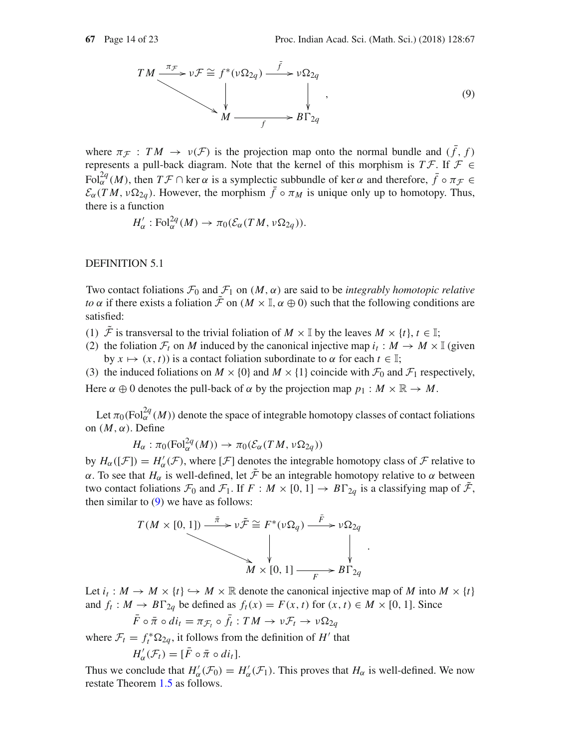$$
\begin{array}{ccccc}
TM & \xrightarrow{\pi_{\mathcal{F}}} & \nu\mathcal{F} \cong f^*(\nu\Omega_{2q}) & \xrightarrow{\bar{f}} & \nu\Omega_{2q} \\
& \searrow & \downarrow & & \downarrow \\
& & M & \xrightarrow[f]{} & B\Gamma_{2q}
\end{array}
\quad , \tag{9}
$$

where $\pi_{\mathcal{F}} : TM \to \nu(\mathcal{F})$ is the projection map onto the normal bundle and $(\bar{f}, f)$ represents a pull-back diagram. Note that the kernel of this morphism is $T\mathcal{F}$. If $\mathcal{F} \in \mathrm{Fol}_{\alpha}^{2q}(M)$, then $T\mathcal{F} \cap \ker\alpha$ is a symplectic subbundle of $\ker\alpha$ and therefore, $\bar{f} \circ \pi_{\mathcal{F}} \in \mathcal{E}_{\alpha}(TM, \nu\Omega_{2q})$. However, the morphism $\bar{f} \circ \pi_M$ is unique only up to homotopy. Thus, there is a function

$$H'_{\alpha} : \mathrm{Fol}_{\alpha}^{2q}(M) \to \pi_0(\mathcal{E}_{\alpha}(TM, \nu\Omega_{2q})).$$

DEFINITION 5.1

Two contact foliations $\mathcal{F}_0$ and $\mathcal{F}_1$ on $(M, \alpha)$ are said to be *integrably homotopic relative to* $\alpha$ if there exists a foliation $\tilde{\mathcal{F}}$ on $(M \times \mathbb{I}, \alpha \oplus 0)$ such that the following conditions are satisfied:

(1) $\tilde{\mathcal{F}}$ is transversal to the trivial foliation of $M \times \mathbb{I}$ by the leaves $M \times \{t\}$, $t \in \mathbb{I}$;
(2) the foliation $\mathcal{F}_t$ on $M$ induced by the canonical injective map $i_t : M \to M \times \mathbb{I}$ (given by $x \mapsto (x, t)$) is a contact foliation subordinate to $\alpha$ for each $t \in \mathbb{I}$;
(3) the induced foliations on $M \times \{0\}$ and $M \times \{1\}$ coincide with $\mathcal{F}_0$ and $\mathcal{F}_1$ respectively,

Here $\alpha \oplus 0$ denotes the pull-back of $\alpha$ by the projection map $p_1 : M \times \mathbb{R} \to M$.

Let $\pi_0(\mathrm{Fol}_{\alpha}^{2q}(M))$ denote the space of integrable homotopy classes of contact foliations on $(M, \alpha)$. Define

$$H_{\alpha} : \pi_0(\mathrm{Fol}_{\alpha}^{2q}(M)) \to \pi_0(\mathcal{E}_{\alpha}(TM, \nu\Omega_{2q}))$$

by $H_{\alpha}([\mathcal{F}]) = H'_{\alpha}(\mathcal{F})$, where $[\mathcal{F}]$ denotes the integrable homotopy class of $\mathcal{F}$ relative to $\alpha$. To see that $H_{\alpha}$ is well-defined, let $\tilde{\mathcal{F}}$ be an integrable homotopy relative to $\alpha$ between two contact foliations $\mathcal{F}_0$ and $\mathcal{F}_1$. If $F : M \times [0, 1] \to B\Gamma_{2q}$ is a classifying map of $\tilde{\mathcal{F}}$, then similar to (9) we have as follows:

$$
\begin{array}{ccccc}
T(M \times [0,1]) & \xrightarrow{\bar{\pi}} & \nu\tilde{\mathcal{F}} \cong F^*(\nu\Omega_q) & \xrightarrow{\bar{F}} & \nu\Omega_{2q} \\
& \searrow & \downarrow & & \downarrow \\
& & M \times [0,1] & \xrightarrow[F]{} & B\Gamma_{2q}
\end{array}
\quad .
$$

Let $i_t : M \to M \times \{t\} \hookrightarrow M \times \mathbb{R}$ denote the canonical injective map of $M$ into $M \times \{t\}$ and $f_t : M \to B\Gamma_{2q}$ be defined as $f_t(x) = F(x, t)$ for $(x, t) \in M \times [0, 1]$. Since

$$\bar{F} \circ \bar{\pi} \circ di_t = \pi_{\mathcal{F}_t} \circ \bar{f}_t : TM \to \nu\mathcal{F}_t \to \nu\Omega_{2q}$$

where $\mathcal{F}_t = f_t^*\Omega_{2q}$, it follows from the definition of $H'$ that

$$H'_{\alpha}(\mathcal{F}_t) = [\bar{F} \circ \bar{\pi} \circ di_t].$$

Thus we conclude that $H'_{\alpha}(\mathcal{F}_0) = H'_{\alpha}(\mathcal{F}_1)$. This proves that $H_{\alpha}$ is well-defined. We now restate Theorem 1.5 as follows.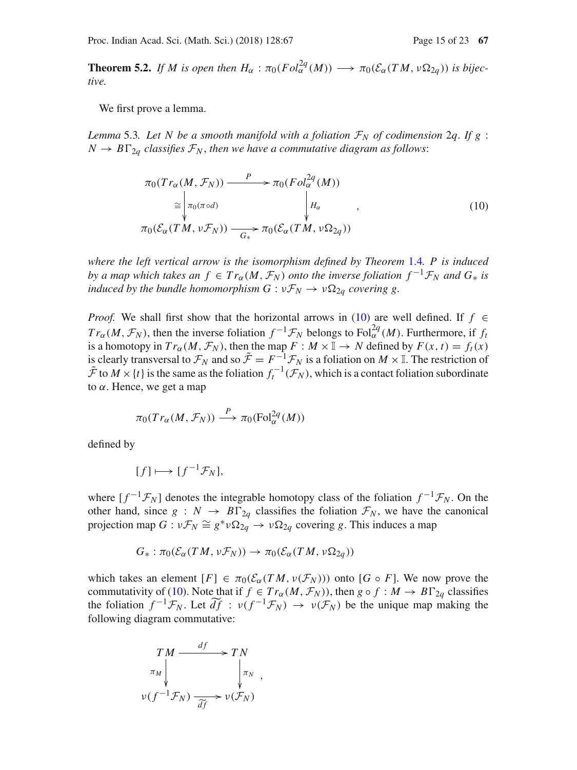**Theorem 5.2.** *If $M$ is open then $H_\alpha : \pi_0(Fol^{2q}_\alpha(M)) \longrightarrow \pi_0(\mathcal{E}_\alpha(TM, \nu\Omega_{2q}))$ is bijective.*

We first prove a lemma.

*Lemma* 5.3. *Let $N$ be a smooth manifold with a foliation $\mathcal{F}_N$ of codimension $2q$. If $g : N \to B\Gamma_{2q}$ classifies $\mathcal{F}_N$, then we have a commutative diagram as follows*:

$$
\begin{array}{ccc}
\pi_0(Tr_\alpha(M, \mathcal{F}_N)) & \xrightarrow{\quad P \quad} & \pi_0(Fol^{2q}_\alpha(M)) \\
\cong \Big\downarrow \pi_0(\pi \circ d) & & \Big\downarrow H_\alpha \\
\pi_0(\mathcal{E}_\alpha(TM, \nu\mathcal{F}_N)) & \xrightarrow[G_*]{} & \pi_0(\mathcal{E}_\alpha(TM, \nu\Omega_{2q}))
\end{array}
, \tag{10}
$$

*where the left vertical arrow is the isomorphism defined by Theorem 1.4. $P$ is induced by a map which takes an $f \in Tr_\alpha(M, \mathcal{F}_N)$ onto the inverse foliation $f^{-1}\mathcal{F}_N$ and $G_*$ is induced by the bundle homomorphism $G : \nu\mathcal{F}_N \to \nu\Omega_{2q}$ covering $g$.*

*Proof.* We shall first show that the horizontal arrows in (10) are well defined. If $f \in Tr_\alpha(M, \mathcal{F}_N)$, then the inverse foliation $f^{-1}\mathcal{F}_N$ belongs to $\mathrm{Fol}^{2q}_\alpha(M)$. Furthermore, if $f_t$ is a homotopy in $Tr_\alpha(M, \mathcal{F}_N)$, then the map $F : M \times \mathbb{I} \to N$ defined by $F(x, t) = f_t(x)$ is clearly transversal to $\mathcal{F}_N$ and so $\tilde{\mathcal{F}} = F^{-1}\mathcal{F}_N$ is a foliation on $M \times \mathbb{I}$. The restriction of $\tilde{\mathcal{F}}$ to $M \times \{t\}$ is the same as the foliation $f_t^{-1}(\mathcal{F}_N)$, which is a contact foliation subordinate to $\alpha$. Hence, we get a map

$$\pi_0(Tr_\alpha(M, \mathcal{F}_N)) \xrightarrow{P} \pi_0(\mathrm{Fol}^{2q}_\alpha(M))$$

defined by

$$[f] \longmapsto [f^{-1}\mathcal{F}_N],$$

where $[f^{-1}\mathcal{F}_N]$ denotes the integrable homotopy class of the foliation $f^{-1}\mathcal{F}_N$. On the other hand, since $g : N \to B\Gamma_{2q}$ classifies the foliation $\mathcal{F}_N$, we have the canonical projection map $G : \nu\mathcal{F}_N \cong g^*\nu\Omega_{2q} \to \nu\Omega_{2q}$ covering $g$. This induces a map

$$G_* : \pi_0(\mathcal{E}_\alpha(TM, \nu\mathcal{F}_N)) \to \pi_0(\mathcal{E}_\alpha(TM, \nu\Omega_{2q}))$$

which takes an element $[F] \in \pi_0(\mathcal{E}_\alpha(TM, \nu(\mathcal{F}_N)))$ onto $[G \circ F]$. We now prove the commutativity of (10). Note that if $f \in Tr_\alpha(M, \mathcal{F}_N))$, then $g \circ f : M \to B\Gamma_{2q}$ classifies the foliation $f^{-1}\mathcal{F}_N$. Let $\widetilde{df} : \nu(f^{-1}\mathcal{F}_N) \to \nu(\mathcal{F}_N)$ be the unique map making the following diagram commutative:

$$
\begin{array}{ccc}
TM & \xrightarrow{\quad df \quad} & TN \\
\pi_M \Big\downarrow & & \Big\downarrow \pi_N \\
\nu(f^{-1}\mathcal{F}_N) & \xrightarrow[\widetilde{df}]{} & \nu(\mathcal{F}_N)
\end{array}
,
$$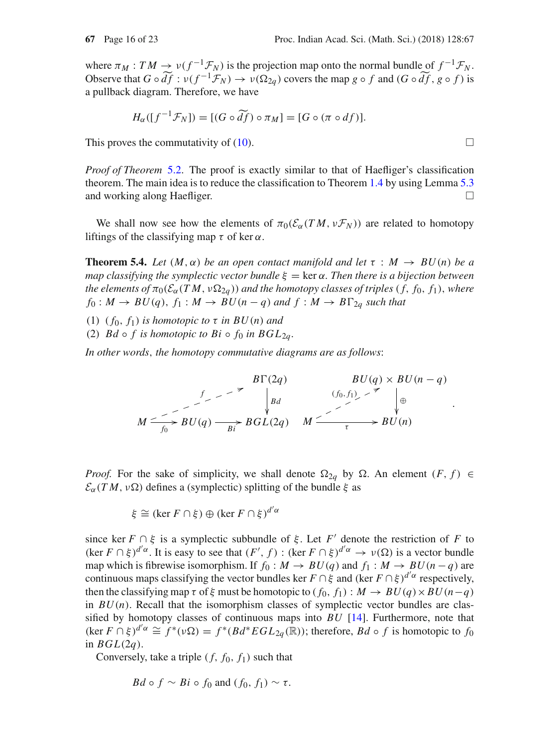where $\pi_M : TM \to \nu(f^{-1}\mathcal{F}_N)$ is the projection map onto the normal bundle of $f^{-1}\mathcal{F}_N$. Observe that $G \circ \widetilde{df} : \nu(f^{-1}\mathcal{F}_N) \to \nu(\Omega_{2q})$ covers the map $g \circ f$ and $(G \circ \widetilde{df}, g \circ f)$ is a pullback diagram. Therefore, we have

$$H_\alpha([f^{-1}\mathcal{F}_N]) = [(G \circ \widetilde{df}) \circ \pi_M] = [G \circ (\pi \circ df)].$$

This proves the commutativity of (10). □

*Proof of Theorem* 5.2. The proof is exactly similar to that of Haefliger's classification theorem. The main idea is to reduce the classification to Theorem 1.4 by using Lemma 5.3 and working along Haefliger. □

We shall now see how the elements of $\pi_0(\mathcal{E}_\alpha(TM, \nu\mathcal{F}_N))$ are related to homotopy liftings of the classifying map $\tau$ of $\ker\alpha$.

**Theorem 5.4.** *Let $(M, \alpha)$ be an open contact manifold and let $\tau : M \to BU(n)$ be a map classifying the symplectic vector bundle $\xi = \ker\alpha$. Then there is a bijection between the elements of $\pi_0(\mathcal{E}_\alpha(TM, \nu\Omega_{2q}))$ and the homotopy classes of triples $(f, f_0, f_1)$, where $f_0 : M \to BU(q)$, $f_1 : M \to BU(n-q)$ and $f : M \to B\Gamma_{2q}$ such that*

(1) *$(f_0, f_1)$ is homotopic to $\tau$ in $BU(n)$ and*
(2) *$Bd \circ f$ is homotopic to $Bi \circ f_0$ in $BGL_{2q}$.*

*In other words, the homotopy commutative diagrams are as follows*:

$$\begin{array}{ccccc} & & & & B\Gamma(2q) \\ & & & \overset{f}{\nearrow} & \big\downarrow Bd \\ M & \xrightarrow{f_0} & BU(q) & \xrightarrow{Bi} & BGL(2q) \end{array} \qquad \begin{array}{ccc} & & BU(q) \times BU(n-q) \\ & \overset{(f_0, f_1)}{\nearrow} & \big\downarrow \oplus \\ M & \xrightarrow{\tau} & BU(n) \end{array}.$$

*Proof.* For the sake of simplicity, we shall denote $\Omega_{2q}$ by $\Omega$. An element $(F, f) \in \mathcal{E}_\alpha(TM, \nu\Omega)$ defines a (symplectic) splitting of the bundle $\xi$ as

$$\xi \cong (\ker F \cap \xi) \oplus (\ker F \cap \xi)^{d'\alpha}$$

since $\ker F \cap \xi$ is a symplectic subbundle of $\xi$. Let $F'$ denote the restriction of $F$ to $(\ker F \cap \xi)^{d'\alpha}$. It is easy to see that $(F', f) : (\ker F \cap \xi)^{d'\alpha} \to \nu(\Omega)$ is a vector bundle map which is fibrewise isomorphism. If $f_0 : M \to BU(q)$ and $f_1 : M \to BU(n-q)$ are continuous maps classifying the vector bundles $\ker F \cap \xi$ and $(\ker F \cap \xi)^{d'\alpha}$ respectively, then the classifying map $\tau$ of $\xi$ must be homotopic to $(f_0, f_1) : M \to BU(q) \times BU(n-q)$ in $BU(n)$. Recall that the isomorphism classes of symplectic vector bundles are classified by homotopy classes of continuous maps into $BU$ [14]. Furthermore, note that $(\ker F \cap \xi)^{d'\alpha} \cong f^*(\nu\Omega) = f^*(Bd^* EGL_{2q}(\mathbb{R}))$; therefore, $Bd \circ f$ is homotopic to $f_0$ in $BGL(2q)$.

Conversely, take a triple $(f, f_0, f_1)$ such that

$$Bd \circ f \sim Bi \circ f_0 \text{ and } (f_0, f_1) \sim \tau.$$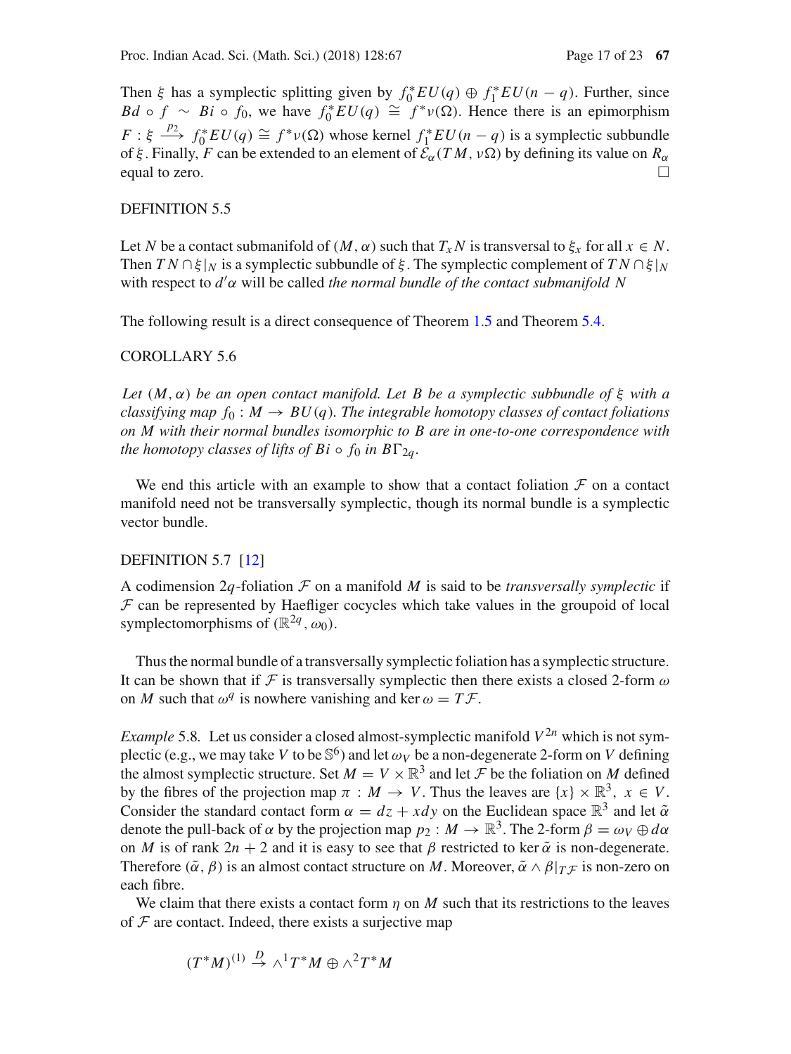Then $\xi$ has a symplectic splitting given by $f_0^*EU(q) \oplus f_1^*EU(n-q)$. Further, since $Bd \circ f \sim Bi \circ f_0$, we have $f_0^*EU(q) \cong f^*\nu(\Omega)$. Hence there is an epimorphism $F : \xi \xrightarrow{p_2} f_0^*EU(q) \cong f^*\nu(\Omega)$ whose kernel $f_1^*EU(n-q)$ is a symplectic subbundle of $\xi$. Finally, $F$ can be extended to an element of $\mathcal{E}_\alpha(TM, \nu\Omega)$ by defining its value on $R_\alpha$ equal to zero. □

DEFINITION 5.5

Let $N$ be a contact submanifold of $(M, \alpha)$ such that $T_xN$ is transversal to $\xi_x$ for all $x \in N$. Then $TN \cap \xi|_N$ is a symplectic subbundle of $\xi$. The symplectic complement of $TN \cap \xi|_N$ with respect to $d'\alpha$ will be called *the normal bundle of the contact submanifold N*

The following result is a direct consequence of Theorem 1.5 and Theorem 5.4.

COROLLARY 5.6

*Let $(M, \alpha)$ be an open contact manifold. Let $B$ be a symplectic subbundle of $\xi$ with a classifying map $f_0 : M \to BU(q)$. The integrable homotopy classes of contact foliations on $M$ with their normal bundles isomorphic to $B$ are in one-to-one correspondence with the homotopy classes of lifts of $Bi \circ f_0$ in $B\Gamma_{2q}$.*

We end this article with an example to show that a contact foliation $\mathcal{F}$ on a contact manifold need not be transversally symplectic, though its normal bundle is a symplectic vector bundle.

DEFINITION 5.7 [12]

A codimension $2q$-foliation $\mathcal{F}$ on a manifold $M$ is said to be *transversally symplectic* if $\mathcal{F}$ can be represented by Haefliger cocycles which take values in the groupoid of local symplectomorphisms of $(\mathbb{R}^{2q}, \omega_0)$.

Thus the normal bundle of a transversally symplectic foliation has a symplectic structure. It can be shown that if $\mathcal{F}$ is transversally symplectic then there exists a closed 2-form $\omega$ on $M$ such that $\omega^q$ is nowhere vanishing and $\ker \omega = T\mathcal{F}$.

*Example* 5.8. Let us consider a closed almost-symplectic manifold $V^{2n}$ which is not symplectic (e.g., we may take $V$ to be $\mathbb{S}^6$) and let $\omega_V$ be a non-degenerate 2-form on $V$ defining the almost symplectic structure. Set $M = V \times \mathbb{R}^3$ and let $\mathcal{F}$ be the foliation on $M$ defined by the fibres of the projection map $\pi : M \to V$. Thus the leaves are $\{x\} \times \mathbb{R}^3$, $x \in V$. Consider the standard contact form $\alpha = dz + x\,dy$ on the Euclidean space $\mathbb{R}^3$ and let $\tilde{\alpha}$ denote the pull-back of $\alpha$ by the projection map $p_2 : M \to \mathbb{R}^3$. The 2-form $\beta = \omega_V \oplus d\alpha$ on $M$ is of rank $2n+2$ and it is easy to see that $\beta$ restricted to $\ker \tilde{\alpha}$ is non-degenerate. Therefore $(\tilde{\alpha}, \beta)$ is an almost contact structure on $M$. Moreover, $\tilde{\alpha} \wedge \beta|_{T\mathcal{F}}$ is non-zero on each fibre.

We claim that there exists a contact form $\eta$ on $M$ such that its restrictions to the leaves of $\mathcal{F}$ are contact. Indeed, there exists a surjective map

$$(T^*M)^{(1)} \xrightarrow{D} \wedge^1 T^*M \oplus \wedge^2 T^*M$$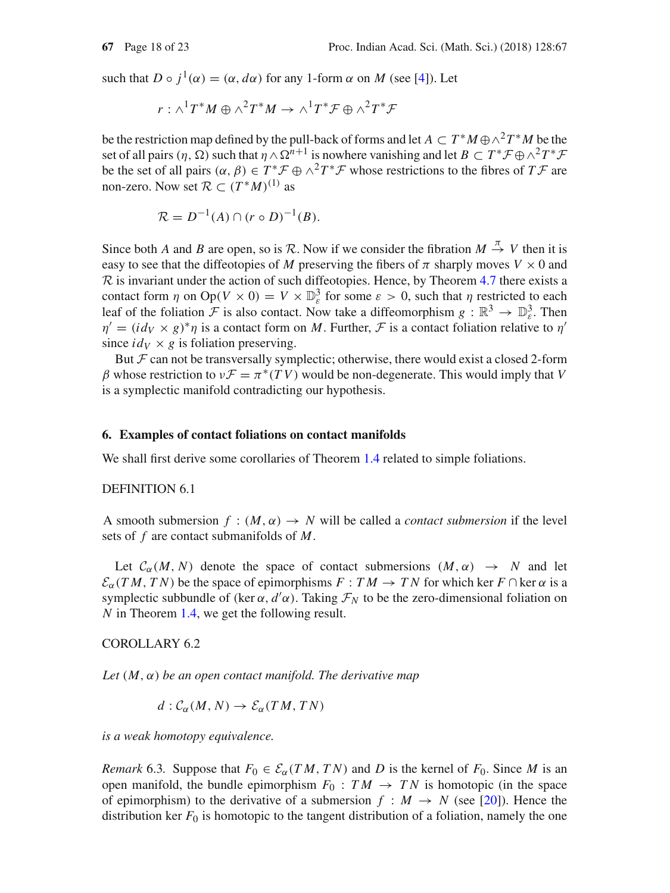such that $D \circ j^1(\alpha) = (\alpha, d\alpha)$ for any 1-form $\alpha$ on $M$ (see [4]). Let

$$r : \wedge^1 T^*M \oplus \wedge^2 T^*M \to \wedge^1 T^*\mathcal{F} \oplus \wedge^2 T^*\mathcal{F}$$

be the restriction map defined by the pull-back of forms and let $A \subset T^*M \oplus \wedge^2 T^*M$ be the set of all pairs $(\eta, \Omega)$ such that $\eta \wedge \Omega^{n+1}$ is nowhere vanishing and let $B \subset T^*\mathcal{F} \oplus \wedge^2 T^*\mathcal{F}$ be the set of all pairs $(\alpha, \beta) \in T^*\mathcal{F} \oplus \wedge^2 T^*\mathcal{F}$ whose restrictions to the fibres of $T\mathcal{F}$ are non-zero. Now set $\mathcal{R} \subset (T^*M)^{(1)}$ as

$$\mathcal{R} = D^{-1}(A) \cap (r \circ D)^{-1}(B).$$

Since both $A$ and $B$ are open, so is $\mathcal{R}$. Now if we consider the fibration $M \xrightarrow{\pi} V$ then it is easy to see that the diffeotopies of $M$ preserving the fibers of $\pi$ sharply moves $V \times 0$ and $\mathcal{R}$ is invariant under the action of such diffeotopies. Hence, by Theorem 4.7 there exists a contact form $\eta$ on $\mathrm{Op}(V \times 0) = V \times \mathbb{D}^3_\varepsilon$ for some $\varepsilon > 0$, such that $\eta$ restricted to each leaf of the foliation $\mathcal{F}$ is also contact. Now take a diffeomorphism $g : \mathbb{R}^3 \to \mathbb{D}^3_\varepsilon$. Then $\eta' = (id_V \times g)^*\eta$ is a contact form on $M$. Further, $\mathcal{F}$ is a contact foliation relative to $\eta'$ since $id_V \times g$ is foliation preserving.

But $\mathcal{F}$ can not be transversally symplectic; otherwise, there would exist a closed 2-form $\beta$ whose restriction to $\nu\mathcal{F} = \pi^*(TV)$ would be non-degenerate. This would imply that $V$ is a symplectic manifold contradicting our hypothesis.

## 6. Examples of contact foliations on contact manifolds

We shall first derive some corollaries of Theorem 1.4 related to simple foliations.

DEFINITION 6.1

A smooth submersion $f : (M, \alpha) \to N$ will be called a *contact submersion* if the level sets of $f$ are contact submanifolds of $M$.

Let $\mathcal{C}_\alpha(M, N)$ denote the space of contact submersions $(M, \alpha) \to N$ and let $\mathcal{E}_\alpha(TM, TN)$ be the space of epimorphisms $F : TM \to TN$ for which $\ker F \cap \ker \alpha$ is a symplectic subbundle of $(\ker \alpha, d'\alpha)$. Taking $\mathcal{F}_N$ to be the zero-dimensional foliation on $N$ in Theorem 1.4, we get the following result.

COROLLARY 6.2

*Let $(M, \alpha)$ be an open contact manifold. The derivative map*

$$d : \mathcal{C}_\alpha(M, N) \to \mathcal{E}_\alpha(TM, TN)$$

*is a weak homotopy equivalence.*

*Remark* 6.3. Suppose that $F_0 \in \mathcal{E}_\alpha(TM, TN)$ and $D$ is the kernel of $F_0$. Since $M$ is an open manifold, the bundle epimorphism $F_0 : TM \to TN$ is homotopic (in the space of epimorphism) to the derivative of a submersion $f : M \to N$ (see [20]). Hence the distribution $\ker F_0$ is homotopic to the tangent distribution of a foliation, namely the one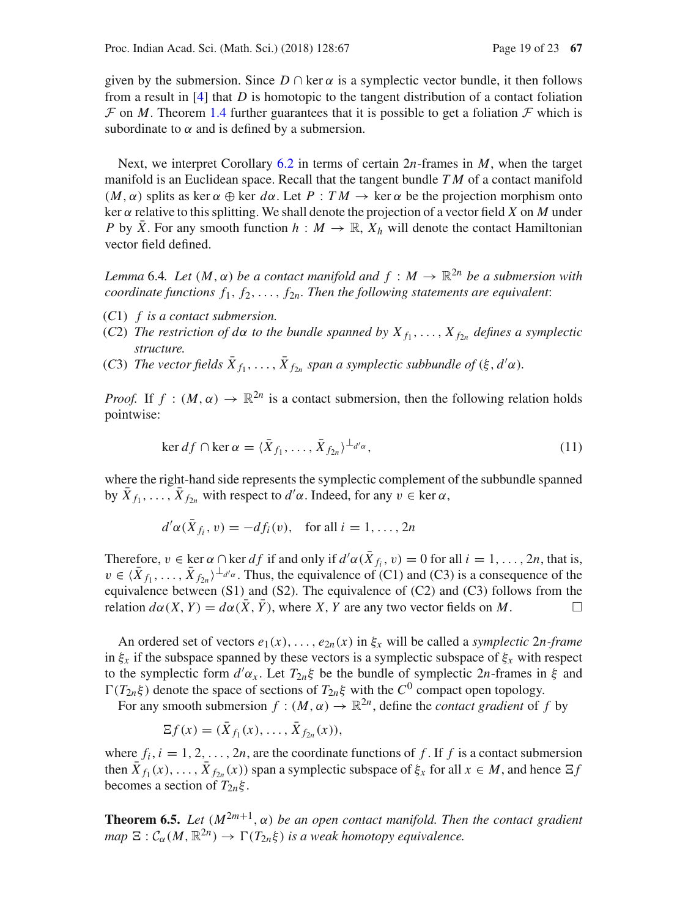given by the submersion. Since $D \cap \ker \alpha$ is a symplectic vector bundle, it then follows from a result in [4] that $D$ is homotopic to the tangent distribution of a contact foliation $\mathcal{F}$ on $M$. Theorem 1.4 further guarantees that it is possible to get a foliation $\mathcal{F}$ which is subordinate to $\alpha$ and is defined by a submersion.

Next, we interpret Corollary 6.2 in terms of certain $2n$-frames in $M$, when the target manifold is an Euclidean space. Recall that the tangent bundle $TM$ of a contact manifold $(M, \alpha)$ splits as $\ker \alpha \oplus \ker d\alpha$. Let $P : TM \to \ker \alpha$ be the projection morphism onto $\ker \alpha$ relative to this splitting. We shall denote the projection of a vector field $X$ on $M$ under $P$ by $\bar{X}$. For any smooth function $h : M \to \mathbb{R}$, $X_h$ will denote the contact Hamiltonian vector field defined.

*Lemma* 6.4. *Let $(M, \alpha)$ be a contact manifold and $f : M \to \mathbb{R}^{2n}$ be a submersion with coordinate functions $f_1, f_2, \ldots, f_{2n}$. Then the following statements are equivalent*:

- $(C1)$ *$f$ is a contact submersion.*
- $(C2)$ *The restriction of $d\alpha$ to the bundle spanned by $X_{f_1}, \ldots, X_{f_{2n}}$ defines a symplectic structure.*
- $(C3)$ *The vector fields $\bar{X}_{f_1}, \ldots, \bar{X}_{f_{2n}}$ span a symplectic subbundle of $(\xi, d'\alpha)$.*

*Proof.* If $f : (M, \alpha) \to \mathbb{R}^{2n}$ is a contact submersion, then the following relation holds pointwise:

$$\ker df \cap \ker \alpha = \langle \bar{X}_{f_1}, \ldots, \bar{X}_{f_{2n}} \rangle^{\perp_{d'\alpha}}, \tag{11}$$

where the right-hand side represents the symplectic complement of the subbundle spanned by $\bar{X}_{f_1}, \ldots, \bar{X}_{f_{2n}}$ with respect to $d'\alpha$. Indeed, for any $v \in \ker \alpha$,

$$d'\alpha(\bar{X}_{f_i}, v) = -df_i(v), \quad \text{for all } i = 1, \ldots, 2n$$

Therefore, $v \in \ker \alpha \cap \ker df$ if and only if $d'\alpha(\bar{X}_{f_i}, v) = 0$ for all $i = 1, \ldots, 2n$, that is, $v \in \langle \bar{X}_{f_1}, \ldots, \bar{X}_{f_{2n}} \rangle^{\perp_{d'\alpha}}$. Thus, the equivalence of (C1) and (C3) is a consequence of the equivalence between (S1) and (S2). The equivalence of (C2) and (C3) follows from the relation $d\alpha(X, Y) = d\alpha(\bar{X}, \bar{Y})$, where $X, Y$ are any two vector fields on $M$. $\square$

An ordered set of vectors $e_1(x), \ldots, e_{2n}(x)$ in $\xi_x$ will be called a *symplectic $2n$-frame* in $\xi_x$ if the subspace spanned by these vectors is a symplectic subspace of $\xi_x$ with respect to the symplectic form $d'\alpha_x$. Let $T_{2n}\xi$ be the bundle of symplectic $2n$-frames in $\xi$ and $\Gamma(T_{2n}\xi)$ denote the space of sections of $T_{2n}\xi$ with the $C^0$ compact open topology.

For any smooth submersion $f : (M, \alpha) \to \mathbb{R}^{2n}$, define the *contact gradient* of $f$ by

$$\Xi f(x) = (\bar{X}_{f_1}(x), \ldots, \bar{X}_{f_{2n}}(x)),$$

where $f_i, i = 1, 2, \ldots, 2n$, are the coordinate functions of $f$. If $f$ is a contact submersion then $\bar{X}_{f_1}(x), \ldots, \bar{X}_{f_{2n}}(x))$ span a symplectic subspace of $\xi_x$ for all $x \in M$, and hence $\Xi f$ becomes a section of $T_{2n}\xi$.

**Theorem 6.5.** *Let $(M^{2m+1}, \alpha)$ be an open contact manifold. Then the contact gradient map $\Xi : \mathcal{C}_\alpha(M, \mathbb{R}^{2n}) \to \Gamma(T_{2n}\xi)$ is a weak homotopy equivalence.*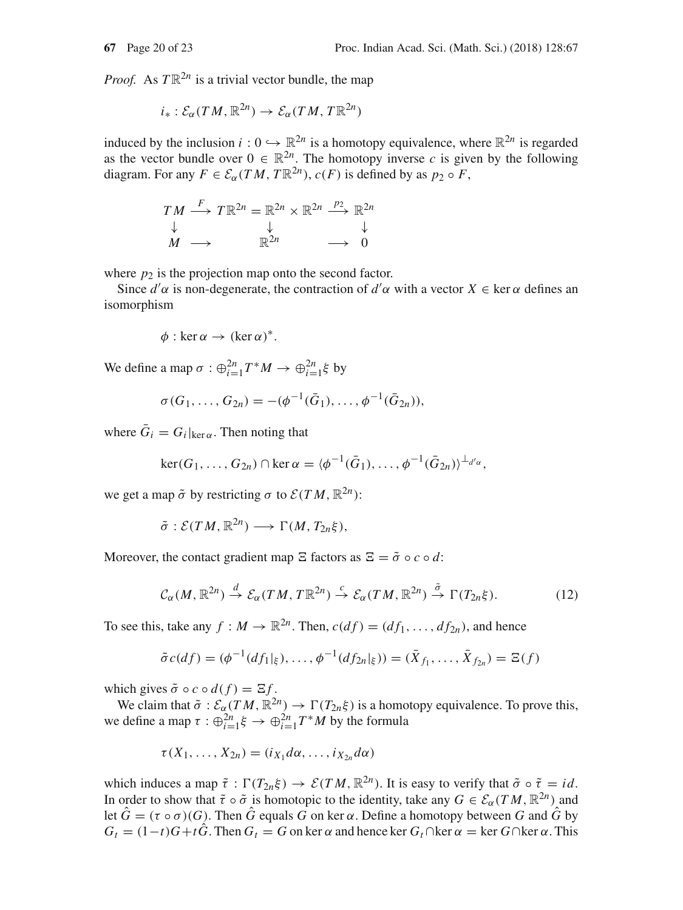*Proof.* As $T\mathbb{R}^{2n}$ is a trivial vector bundle, the map

$$i_* : \mathcal{E}_\alpha(TM, \mathbb{R}^{2n}) \to \mathcal{E}_\alpha(TM, T\mathbb{R}^{2n})$$

induced by the inclusion $i : 0 \hookrightarrow \mathbb{R}^{2n}$ is a homotopy equivalence, where $\mathbb{R}^{2n}$ is regarded as the vector bundle over $0 \in \mathbb{R}^{2n}$. The homotopy inverse $c$ is given by the following diagram. For any $F \in \mathcal{E}_\alpha(TM, T\mathbb{R}^{2n})$, $c(F)$ is defined by as $p_2 \circ F$,

$$\begin{array}{ccccc} TM & \xrightarrow{F} & T\mathbb{R}^{2n} = \mathbb{R}^{2n} \times \mathbb{R}^{2n} & \xrightarrow{p_2} & \mathbb{R}^{2n} \\ \downarrow & & \downarrow & & \downarrow \\ M & \longrightarrow & \mathbb{R}^{2n} & \longrightarrow & 0 \end{array}$$

where $p_2$ is the projection map onto the second factor.

Since $d'\alpha$ is non-degenerate, the contraction of $d'\alpha$ with a vector $X \in \ker\alpha$ defines an isomorphism

$$\phi : \ker\alpha \to (\ker\alpha)^*.$$

We define a map $\sigma : \oplus_{i=1}^{2n} T^*M \to \oplus_{i=1}^{2n} \xi$ by

$$\sigma(G_1, \ldots, G_{2n}) = -(\phi^{-1}(\bar{G}_1), \ldots, \phi^{-1}(\bar{G}_{2n})),$$

where $\bar{G}_i = G_i|_{\ker\alpha}$. Then noting that

$$\ker(G_1, \ldots, G_{2n}) \cap \ker\alpha = \langle \phi^{-1}(\bar{G}_1), \ldots, \phi^{-1}(\bar{G}_{2n}) \rangle^{\perp_{d'\alpha}},$$

we get a map $\tilde{\sigma}$ by restricting $\sigma$ to $\mathcal{E}(TM, \mathbb{R}^{2n})$:

$$\tilde{\sigma} : \mathcal{E}(TM, \mathbb{R}^{2n}) \longrightarrow \Gamma(M, T_{2n}\xi),$$

Moreover, the contact gradient map $\Xi$ factors as $\Xi = \tilde{\sigma} \circ c \circ d$:

$$\mathcal{C}_\alpha(M, \mathbb{R}^{2n}) \xrightarrow{d} \mathcal{E}_\alpha(TM, T\mathbb{R}^{2n}) \xrightarrow{c} \mathcal{E}_\alpha(TM, \mathbb{R}^{2n}) \xrightarrow{\tilde{\sigma}} \Gamma(T_{2n}\xi). \tag{12}$$

To see this, take any $f : M \to \mathbb{R}^{2n}$. Then, $c(df) = (df_1, \ldots, df_{2n})$, and hence

$$\tilde{\sigma} c(df) = (\phi^{-1}(df_1|_\xi), \ldots, \phi^{-1}(df_{2n}|_\xi)) = (\bar{X}_{f_1}, \ldots, \bar{X}_{f_{2n}}) = \Xi(f)$$

which gives $\tilde{\sigma} \circ c \circ d(f) = \Xi f$.

We claim that $\tilde{\sigma} : \mathcal{E}_\alpha(TM, \mathbb{R}^{2n}) \to \Gamma(T_{2n}\xi)$ is a homotopy equivalence. To prove this, we define a map $\tau : \oplus_{i=1}^{2n} \xi \to \oplus_{i=1}^{2n} T^*M$ by the formula

$$\tau(X_1, \ldots, X_{2n}) = (i_{X_1} d\alpha, \ldots, i_{X_{2n}} d\alpha)$$

which induces a map $\tilde{\tau} : \Gamma(T_{2n}\xi) \to \mathcal{E}(TM, \mathbb{R}^{2n})$. It is easy to verify that $\tilde{\sigma} \circ \tilde{\tau} = id$. In order to show that $\tilde{\tau} \circ \tilde{\sigma}$ is homotopic to the identity, take any $G \in \mathcal{E}_\alpha(TM, \mathbb{R}^{2n})$ and let $\hat{G} = (\tau \circ \sigma)(G)$. Then $\hat{G}$ equals $G$ on $\ker\alpha$. Define a homotopy between $G$ and $\hat{G}$ by $G_t = (1-t)G + t\hat{G}$. Then $G_t = G$ on $\ker\alpha$ and hence $\ker G_t \cap \ker\alpha = \ker G \cap \ker\alpha$. This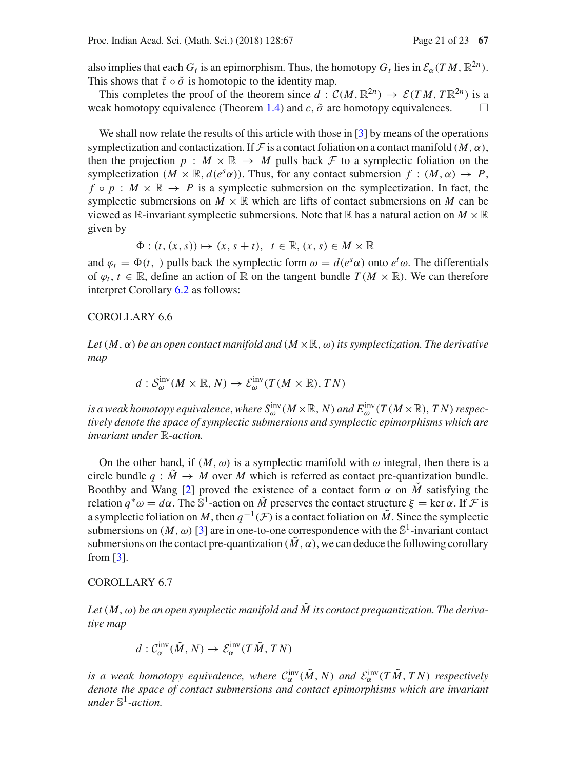also implies that each $G_t$ is an epimorphism. Thus, the homotopy $G_t$ lies in $\mathcal{E}_\alpha(TM, \mathbb{R}^{2n})$. This shows that $\tilde{\tau} \circ \tilde{\sigma}$ is homotopic to the identity map.

This completes the proof of the theorem since $d : \mathcal{C}(M, \mathbb{R}^{2n}) \to \mathcal{E}(TM, T\mathbb{R}^{2n})$ is a weak homotopy equivalence (Theorem 1.4) and $c, \tilde{\sigma}$ are homotopy equivalences. □

We shall now relate the results of this article with those in [3] by means of the operations symplectization and contactization. If $\mathcal{F}$ is a contact foliation on a contact manifold $(M, \alpha)$, then the projection $p : M \times \mathbb{R} \to M$ pulls back $\mathcal{F}$ to a symplectic foliation on the symplectization $(M \times \mathbb{R}, d(e^s\alpha))$. Thus, for any contact submersion $f : (M, \alpha) \to P$, $f \circ p : M \times \mathbb{R} \to P$ is a symplectic submersion on the symplectization. In fact, the symplectic submersions on $M \times \mathbb{R}$ which are lifts of contact submersions on $M$ can be viewed as $\mathbb{R}$-invariant symplectic submersions. Note that $\mathbb{R}$ has a natural action on $M \times \mathbb{R}$ given by

$$\Phi : (t, (x, s)) \mapsto (x, s + t), \quad t \in \mathbb{R}, (x, s) \in M \times \mathbb{R}$$

and $\varphi_t = \Phi(t, \ )$ pulls back the symplectic form $\omega = d(e^s\alpha)$ onto $e^t\omega$. The differentials of $\varphi_t$, $t \in \mathbb{R}$, define an action of $\mathbb{R}$ on the tangent bundle $T(M \times \mathbb{R})$. We can therefore interpret Corollary 6.2 as follows:

COROLLARY 6.6

*Let $(M, \alpha)$ be an open contact manifold and $(M \times \mathbb{R}, \omega)$ its symplectization. The derivative map*

$$d : \mathcal{S}^{\text{inv}}_\omega(M \times \mathbb{R}, N) \to \mathcal{E}^{\text{inv}}_\omega(T(M \times \mathbb{R}), TN)$$

*is a weak homotopy equivalence, where $S^{\text{inv}}_\omega(M \times \mathbb{R}, N)$ and $E^{\text{inv}}_\omega(T(M \times \mathbb{R}), TN)$ respectively denote the space of symplectic submersions and symplectic epimorphisms which are invariant under $\mathbb{R}$-action.*

On the other hand, if $(M, \omega)$ is a symplectic manifold with $\omega$ integral, then there is a circle bundle $q : \tilde{M} \to M$ over $M$ which is referred as contact pre-quantization bundle. Boothby and Wang [2] proved the existence of a contact form $\alpha$ on $\tilde{M}$ satisfying the relation $q^*\omega = d\alpha$. The $\mathbb{S}^1$-action on $\tilde{M}$ preserves the contact structure $\xi = \ker \alpha$. If $\mathcal{F}$ is a symplectic foliation on $M$, then $q^{-1}(\mathcal{F})$ is a contact foliation on $\tilde{M}$. Since the symplectic submersions on $(M, \omega)$ [3] are in one-to-one correspondence with the $\mathbb{S}^1$-invariant contact submersions on the contact pre-quantization $(\tilde{M}, \alpha)$, we can deduce the following corollary from [3].

COROLLARY 6.7

*Let $(M, \omega)$ be an open symplectic manifold and $\tilde{M}$ its contact prequantization. The derivative map*

$$d : \mathcal{C}^{\text{inv}}_\alpha(\tilde{M}, N) \to \mathcal{E}^{\text{inv}}_\alpha(T\tilde{M}, TN)$$

*is a weak homotopy equivalence, where $\mathcal{C}^{\text{inv}}_\alpha(\tilde{M}, N)$ and $\mathcal{E}^{\text{inv}}_\alpha(T\tilde{M}, TN)$ respectively denote the space of contact submersions and contact epimorphisms which are invariant under $\mathbb{S}^1$-action.*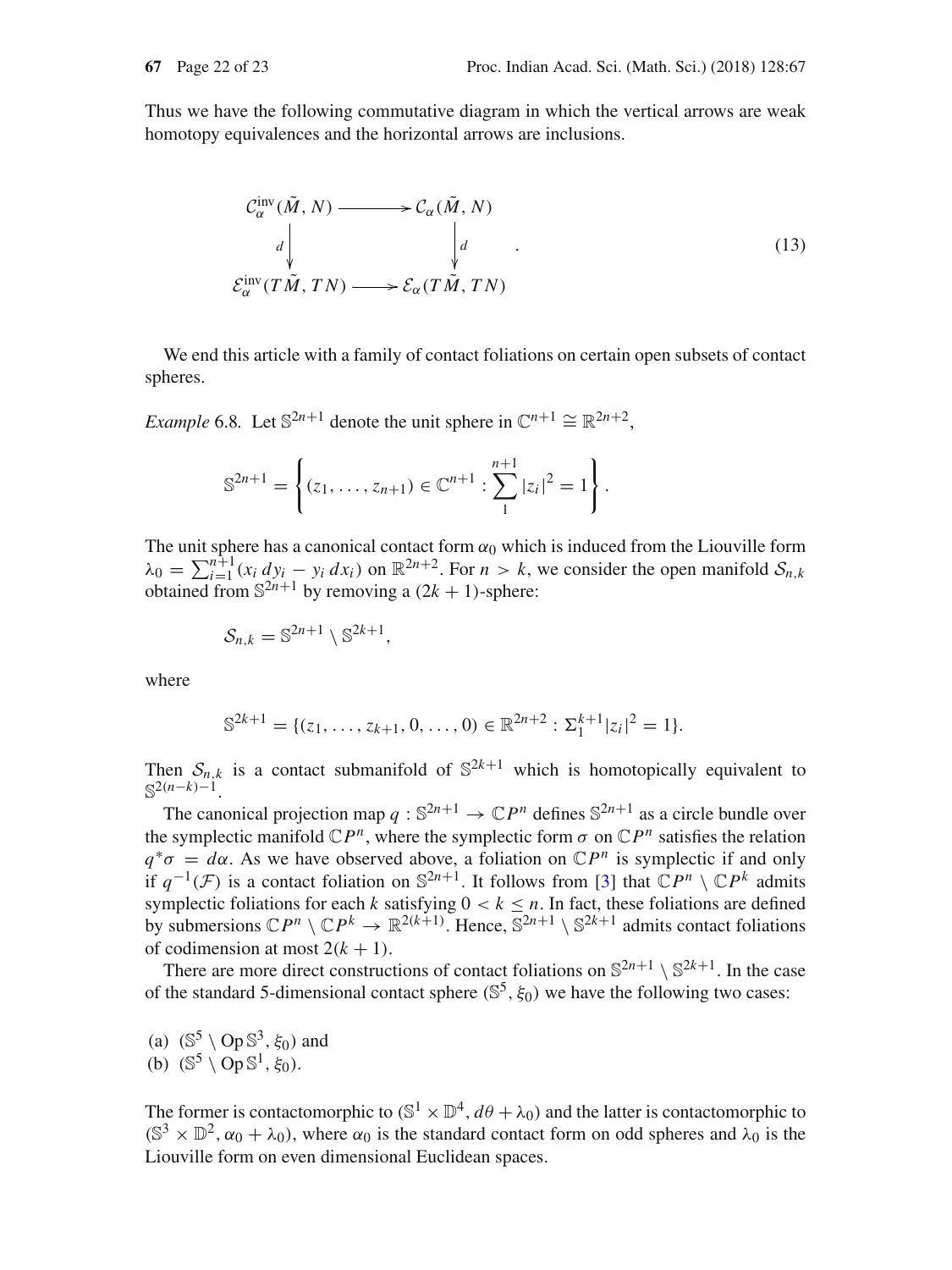Thus we have the following commutative diagram in which the vertical arrows are weak homotopy equivalences and the horizontal arrows are inclusions.

$$
\begin{array}{ccc}
\mathcal{C}^{\mathrm{inv}}_{\alpha}(\tilde{M}, N) & \longrightarrow & \mathcal{C}_{\alpha}(\tilde{M}, N) \\
\Big\downarrow d & & \Big\downarrow d \\
\mathcal{E}^{\mathrm{inv}}_{\alpha}(T\tilde{M}, TN) & \longrightarrow & \mathcal{E}_{\alpha}(T\tilde{M}, TN)
\end{array}
\quad . \tag{13}
$$

We end this article with a family of contact foliations on certain open subsets of contact spheres.

*Example* 6.8. Let $\mathbb{S}^{2n+1}$ denote the unit sphere in $\mathbb{C}^{n+1} \cong \mathbb{R}^{2n+2}$,

$$
\mathbb{S}^{2n+1} = \left\{ (z_1, \ldots, z_{n+1}) \in \mathbb{C}^{n+1} : \sum_{1}^{n+1} |z_i|^2 = 1 \right\}.
$$

The unit sphere has a canonical contact form $\alpha_0$ which is induced from the Liouville form $\lambda_0 = \sum_{i=1}^{n+1}(x_i\, dy_i - y_i\, dx_i)$ on $\mathbb{R}^{2n+2}$. For $n > k$, we consider the open manifold $\mathcal{S}_{n,k}$ obtained from $\mathbb{S}^{2n+1}$ by removing a $(2k+1)$-sphere:

$$
\mathcal{S}_{n,k} = \mathbb{S}^{2n+1} \setminus \mathbb{S}^{2k+1},
$$

where

$$
\mathbb{S}^{2k+1} = \{(z_1, \ldots, z_{k+1}, 0, \ldots, 0) \in \mathbb{R}^{2n+2} : \Sigma_1^{k+1} |z_i|^2 = 1\}.
$$

Then $\mathcal{S}_{n,k}$ is a contact submanifold of $\mathbb{S}^{2k+1}$ which is homotopically equivalent to $\mathbb{S}^{2(n-k)-1}$.

The canonical projection map $q : \mathbb{S}^{2n+1} \to \mathbb{C}P^n$ defines $\mathbb{S}^{2n+1}$ as a circle bundle over the symplectic manifold $\mathbb{C}P^n$, where the symplectic form $\sigma$ on $\mathbb{C}P^n$ satisfies the relation $q^*\sigma = d\alpha$. As we have observed above, a foliation on $\mathbb{C}P^n$ is symplectic if and only if $q^{-1}(\mathcal{F})$ is a contact foliation on $\mathbb{S}^{2n+1}$. It follows from [3] that $\mathbb{C}P^n \setminus \mathbb{C}P^k$ admits symplectic foliations for each $k$ satisfying $0 < k \leq n$. In fact, these foliations are defined by submersions $\mathbb{C}P^n \setminus \mathbb{C}P^k \to \mathbb{R}^{2(k+1)}$. Hence, $\mathbb{S}^{2n+1} \setminus \mathbb{S}^{2k+1}$ admits contact foliations of codimension at most $2(k+1)$.

There are more direct constructions of contact foliations on $\mathbb{S}^{2n+1} \setminus \mathbb{S}^{2k+1}$. In the case of the standard 5-dimensional contact sphere $(\mathbb{S}^5, \xi_0)$ we have the following two cases:

(a) $(\mathbb{S}^5 \setminus \mathrm{Op}\, \mathbb{S}^3, \xi_0)$ and
(b) $(\mathbb{S}^5 \setminus \mathrm{Op}\, \mathbb{S}^1, \xi_0)$.

The former is contactomorphic to $(\mathbb{S}^1 \times \mathbb{D}^4, d\theta + \lambda_0)$ and the latter is contactomorphic to $(\mathbb{S}^3 \times \mathbb{D}^2, \alpha_0 + \lambda_0)$, where $\alpha_0$ is the standard contact form on odd spheres and $\lambda_0$ is the Liouville form on even dimensional Euclidean spaces.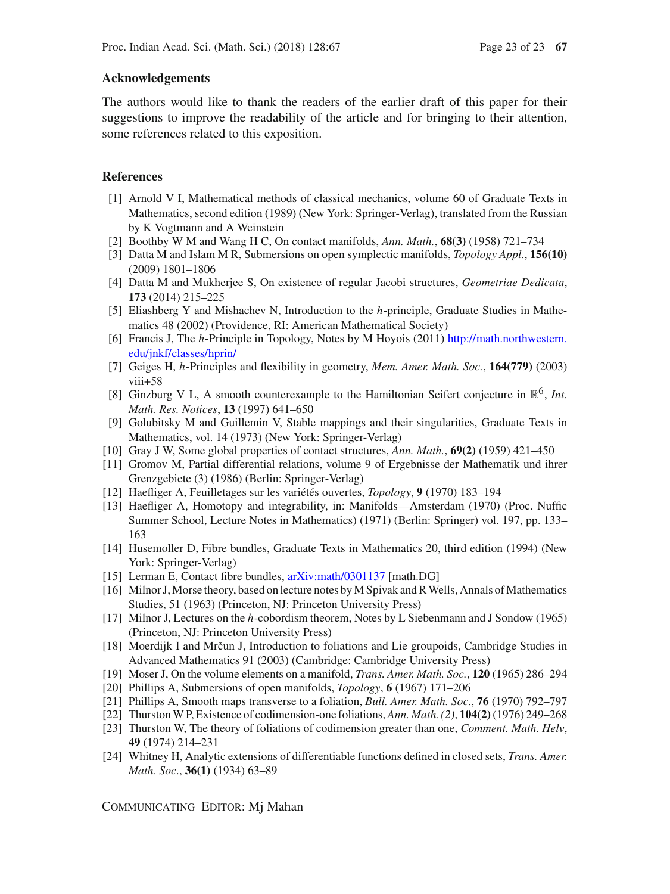## Acknowledgements

The authors would like to thank the readers of the earlier draft of this paper for their suggestions to improve the readability of the article and for bringing to their attention, some references related to this exposition.

## References

[1] Arnold V I, Mathematical methods of classical mechanics, volume 60 of Graduate Texts in Mathematics, second edition (1989) (New York: Springer-Verlag), translated from the Russian by K Vogtmann and A Weinstein

[2] Boothby W M and Wang H C, On contact manifolds, *Ann. Math.*, **68(3)** (1958) 721–734

[3] Datta M and Islam M R, Submersions on open symplectic manifolds, *Topology Appl.*, **156(10)** (2009) 1801–1806

[4] Datta M and Mukherjee S, On existence of regular Jacobi structures, *Geometriae Dedicata*, **173** (2014) 215–225

[5] Eliashberg Y and Mishachev N, Introduction to the $h$-principle, Graduate Studies in Mathematics 48 (2002) (Providence, RI: American Mathematical Society)

[6] Francis J, The $h$-Principle in Topology, Notes by M Hoyois (2011) http://math.northwestern.edu/jnkf/classes/hprin/

[7] Geiges H, $h$-Principles and flexibility in geometry, *Mem. Amer. Math. Soc.*, **164(779)** (2003) viii+58

[8] Ginzburg V L, A smooth counterexample to the Hamiltonian Seifert conjecture in $\mathbb{R}^6$, *Int. Math. Res. Notices*, **13** (1997) 641–650

[9] Golubitsky M and Guillemin V, Stable mappings and their singularities, Graduate Texts in Mathematics, vol. 14 (1973) (New York: Springer-Verlag)

[10] Gray J W, Some global properties of contact structures, *Ann. Math.*, **69(2)** (1959) 421–450

[11] Gromov M, Partial differential relations, volume 9 of Ergebnisse der Mathematik und ihrer Grenzgebiete (3) (1986) (Berlin: Springer-Verlag)

[12] Haefliger A, Feuilletages sur les variétés ouvertes, *Topology*, **9** (1970) 183–194

[13] Haefliger A, Homotopy and integrability, in: Manifolds—Amsterdam (1970) (Proc. Nuffic Summer School, Lecture Notes in Mathematics) (1971) (Berlin: Springer) vol. 197, pp. 133–163

[14] Husemoller D, Fibre bundles, Graduate Texts in Mathematics 20, third edition (1994) (New York: Springer-Verlag)

[15] Lerman E, Contact fibre bundles, arXiv:math/0301137 [math.DG]

[16] Milnor J, Morse theory, based on lecture notes by M Spivak and R Wells, Annals of Mathematics Studies, 51 (1963) (Princeton, NJ: Princeton University Press)

[17] Milnor J, Lectures on the $h$-cobordism theorem, Notes by L Siebenmann and J Sondow (1965) (Princeton, NJ: Princeton University Press)

[18] Moerdijk I and Mrčun J, Introduction to foliations and Lie groupoids, Cambridge Studies in Advanced Mathematics 91 (2003) (Cambridge: Cambridge University Press)

[19] Moser J, On the volume elements on a manifold, *Trans. Amer. Math. Soc.*, **120** (1965) 286–294

[20] Phillips A, Submersions of open manifolds, *Topology*, **6** (1967) 171–206

[21] Phillips A, Smooth maps transverse to a foliation, *Bull. Amer. Math. Soc.*, **76** (1970) 792–797

[22] Thurston W P, Existence of codimension-one foliations, *Ann. Math. (2)*, **104(2)** (1976) 249–268

[23] Thurston W, The theory of foliations of codimension greater than one, *Comment. Math. Helv*, **49** (1974) 214–231

[24] Whitney H, Analytic extensions of differentiable functions defined in closed sets, *Trans. Amer. Math. Soc.*, **36(1)** (1934) 63–89

Communicating Editor: Mj Mahan